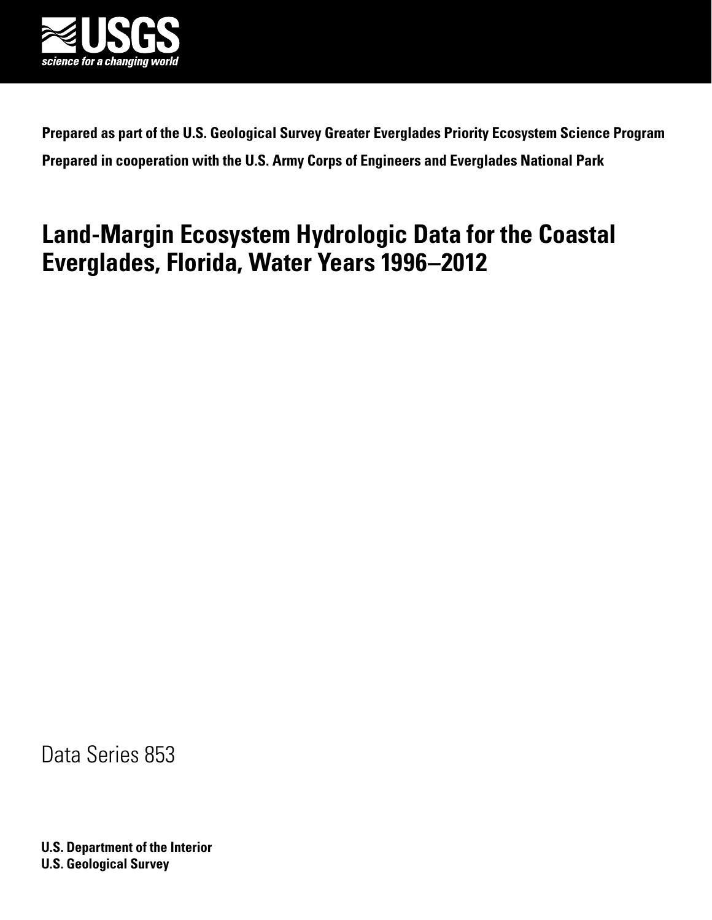USGS
science for a changing world

**Prepared as part of the U.S. Geological Survey Greater Everglades Priority Ecosystem Science Program**

**Prepared in cooperation with the U.S. Army Corps of Engineers and Everglades National Park**

# Land-Margin Ecosystem Hydrologic Data for the Coastal Everglades, Florida, Water Years 1996–2012

Data Series 853

**U.S. Department of the Interior**
**U.S. Geological Survey**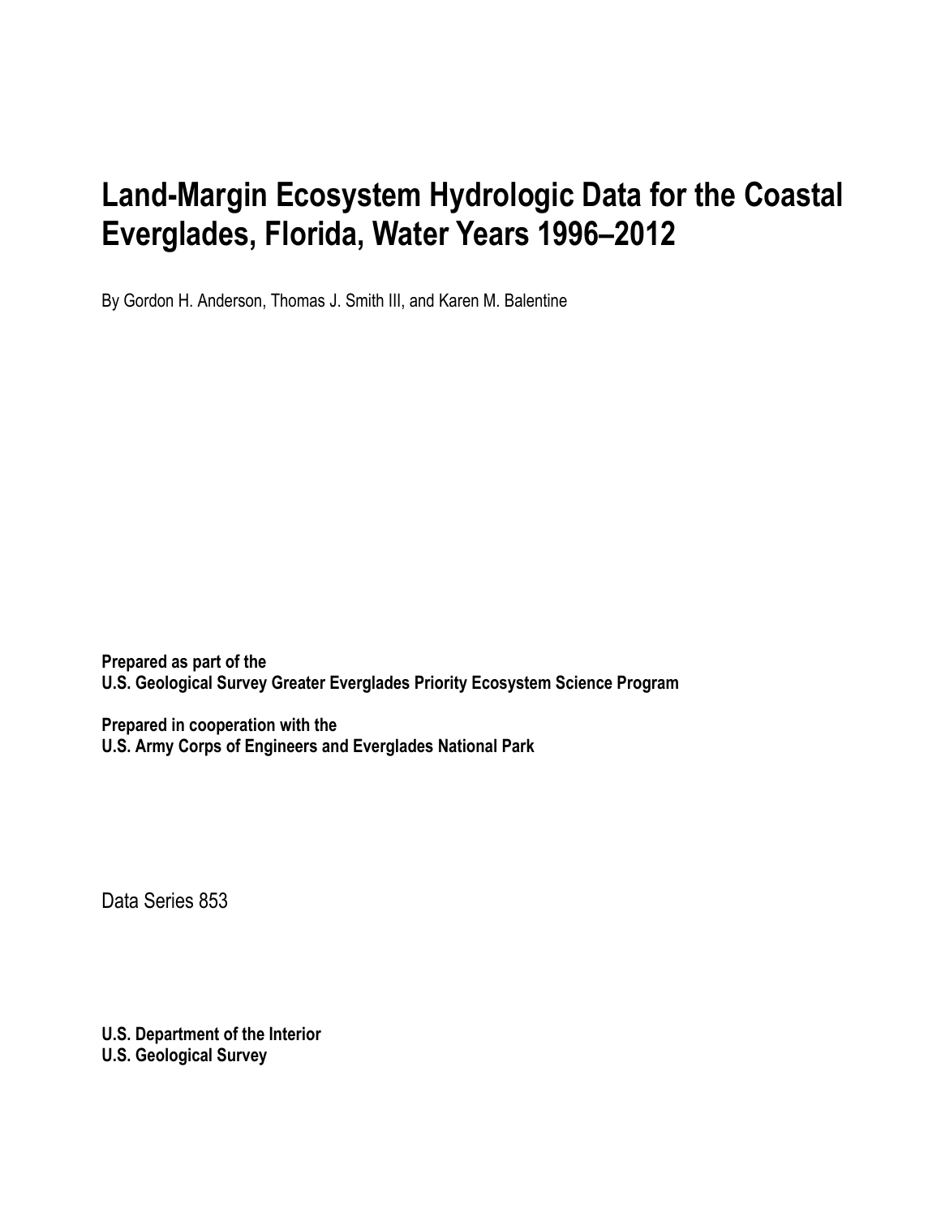# Land-Margin Ecosystem Hydrologic Data for the Coastal Everglades, Florida, Water Years 1996–2012

By Gordon H. Anderson, Thomas J. Smith III, and Karen M. Balentine

**Prepared as part of the**
**U.S. Geological Survey Greater Everglades Priority Ecosystem Science Program**

**Prepared in cooperation with the**
**U.S. Army Corps of Engineers and Everglades National Park**

Data Series 853

**U.S. Department of the Interior**
**U.S. Geological Survey**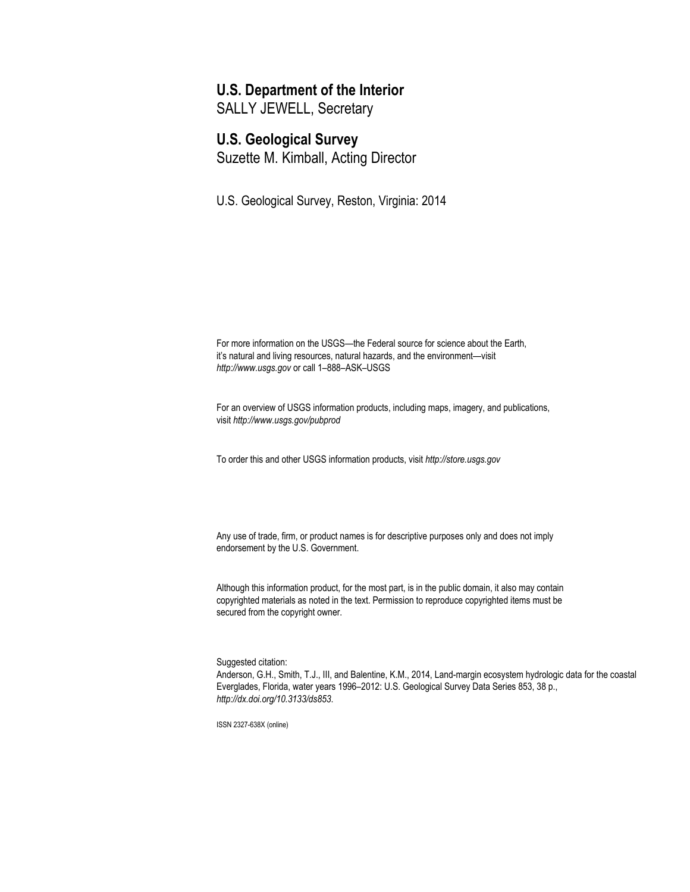**U.S. Department of the Interior**
SALLY JEWELL, Secretary

**U.S. Geological Survey**
Suzette M. Kimball, Acting Director

U.S. Geological Survey, Reston, Virginia: 2014

For more information on the USGS—the Federal source for science about the Earth, it's natural and living resources, natural hazards, and the environment—visit *http://www.usgs.gov* or call 1–888–ASK–USGS

For an overview of USGS information products, including maps, imagery, and publications, visit *http://www.usgs.gov/pubprod*

To order this and other USGS information products, visit *http://store.usgs.gov*

Any use of trade, firm, or product names is for descriptive purposes only and does not imply endorsement by the U.S. Government.

Although this information product, for the most part, is in the public domain, it also may contain copyrighted materials as noted in the text. Permission to reproduce copyrighted items must be secured from the copyright owner.

Suggested citation:
Anderson, G.H., Smith, T.J., III, and Balentine, K.M., 2014, Land-margin ecosystem hydrologic data for the coastal Everglades, Florida, water years 1996–2012: U.S. Geological Survey Data Series 853, 38 p., *http://dx.doi.org/10.3133/ds853.*

ISSN 2327-638X (online)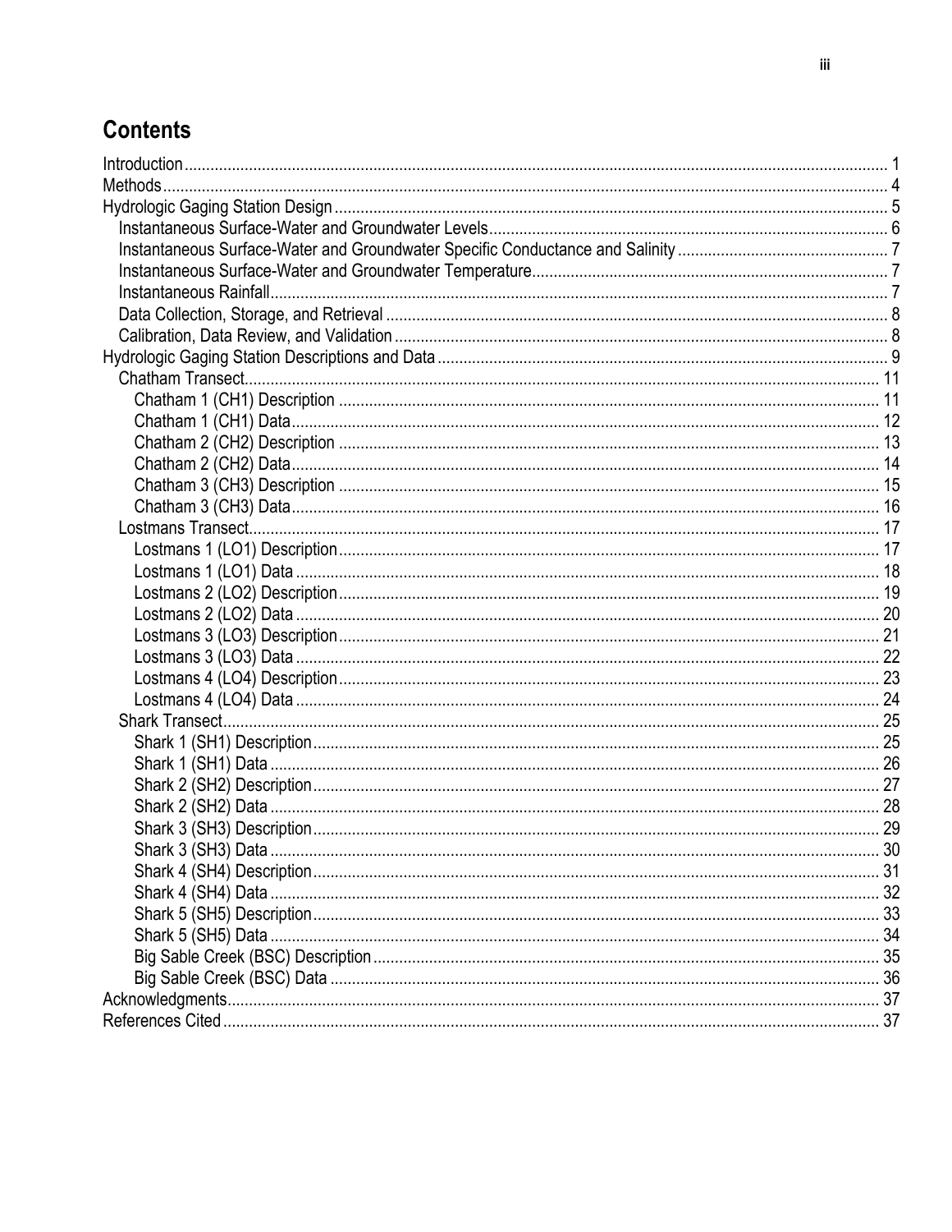# Contents

Introduction .......... 1
Methods .......... 4
Hydrologic Gaging Station Design .......... 5
  Instantaneous Surface-Water and Groundwater Levels .......... 6
  Instantaneous Surface-Water and Groundwater Specific Conductance and Salinity .......... 7
  Instantaneous Surface-Water and Groundwater Temperature .......... 7
  Instantaneous Rainfall .......... 7
  Data Collection, Storage, and Retrieval .......... 8
  Calibration, Data Review, and Validation .......... 8
Hydrologic Gaging Station Descriptions and Data .......... 9
  Chatham Transect .......... 11
    Chatham 1 (CH1) Description .......... 11
    Chatham 1 (CH1) Data .......... 12
    Chatham 2 (CH2) Description .......... 13
    Chatham 2 (CH2) Data .......... 14
    Chatham 3 (CH3) Description .......... 15
    Chatham 3 (CH3) Data .......... 16
  Lostmans Transect .......... 17
    Lostmans 1 (LO1) Description .......... 17
    Lostmans 1 (LO1) Data .......... 18
    Lostmans 2 (LO2) Description .......... 19
    Lostmans 2 (LO2) Data .......... 20
    Lostmans 3 (LO3) Description .......... 21
    Lostmans 3 (LO3) Data .......... 22
    Lostmans 4 (LO4) Description .......... 23
    Lostmans 4 (LO4) Data .......... 24
  Shark Transect .......... 25
    Shark 1 (SH1) Description .......... 25
    Shark 1 (SH1) Data .......... 26
    Shark 2 (SH2) Description .......... 27
    Shark 2 (SH2) Data .......... 28
    Shark 3 (SH3) Description .......... 29
    Shark 3 (SH3) Data .......... 30
    Shark 4 (SH4) Description .......... 31
    Shark 4 (SH4) Data .......... 32
    Shark 5 (SH5) Description .......... 33
    Shark 5 (SH5) Data .......... 34
    Big Sable Creek (BSC) Description .......... 35
    Big Sable Creek (BSC) Data .......... 36
Acknowledgments .......... 37
References Cited .......... 37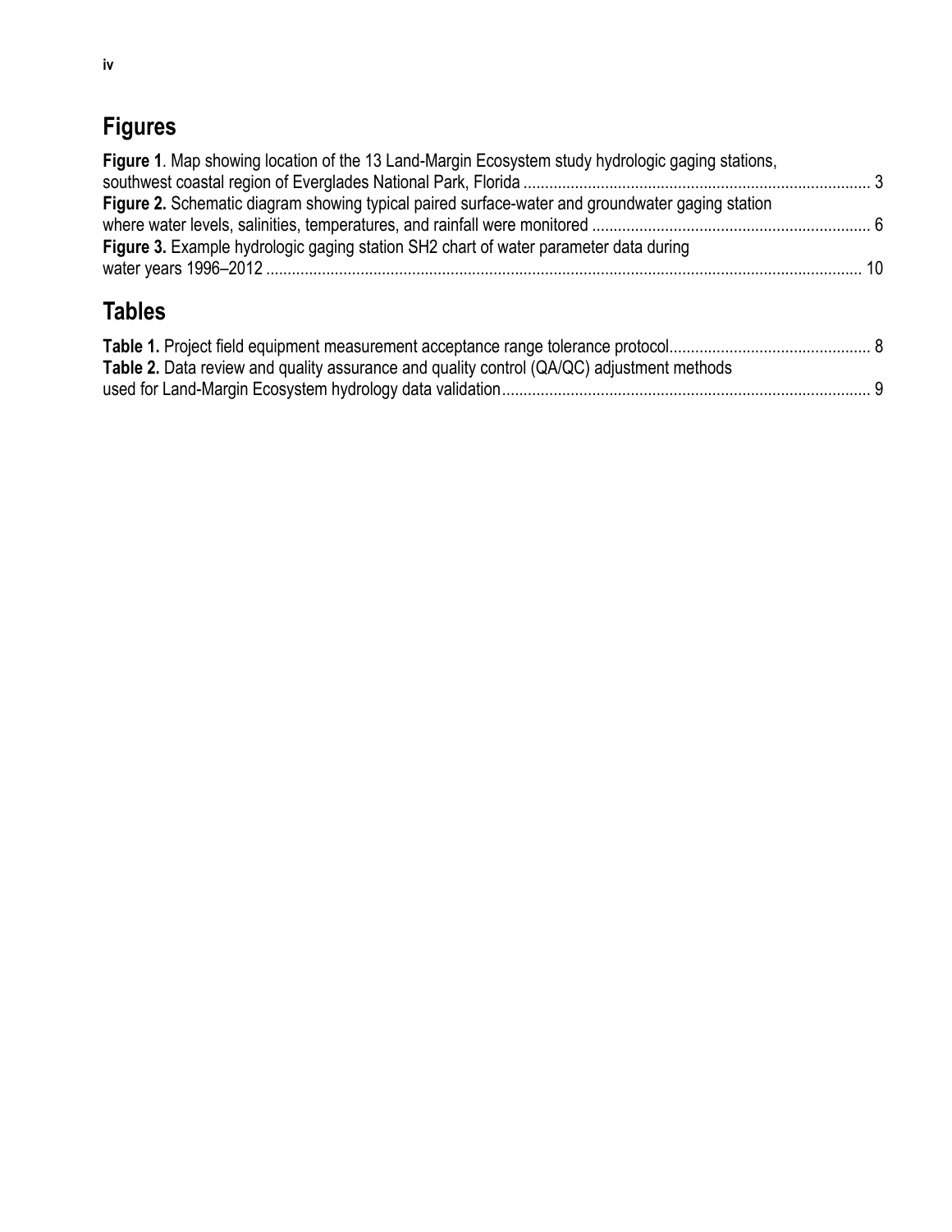## Figures

**Figure 1**. Map showing location of the 13 Land-Margin Ecosystem study hydrologic gaging stations, southwest coastal region of Everglades National Park, Florida ................................................................................ 3

**Figure 2.** Schematic diagram showing typical paired surface-water and groundwater gaging station where water levels, salinities, temperatures, and rainfall were monitored ................................................................ 6

**Figure 3.** Example hydrologic gaging station SH2 chart of water parameter data during water years 1996–2012 ........................................................................................................................................ 10

## Tables

**Table 1.** Project field equipment measurement acceptance range tolerance protocol.............................................. 8

**Table 2.** Data review and quality assurance and quality control (QA/QC) adjustment methods used for Land-Margin Ecosystem hydrology data validation.................................................................................... 9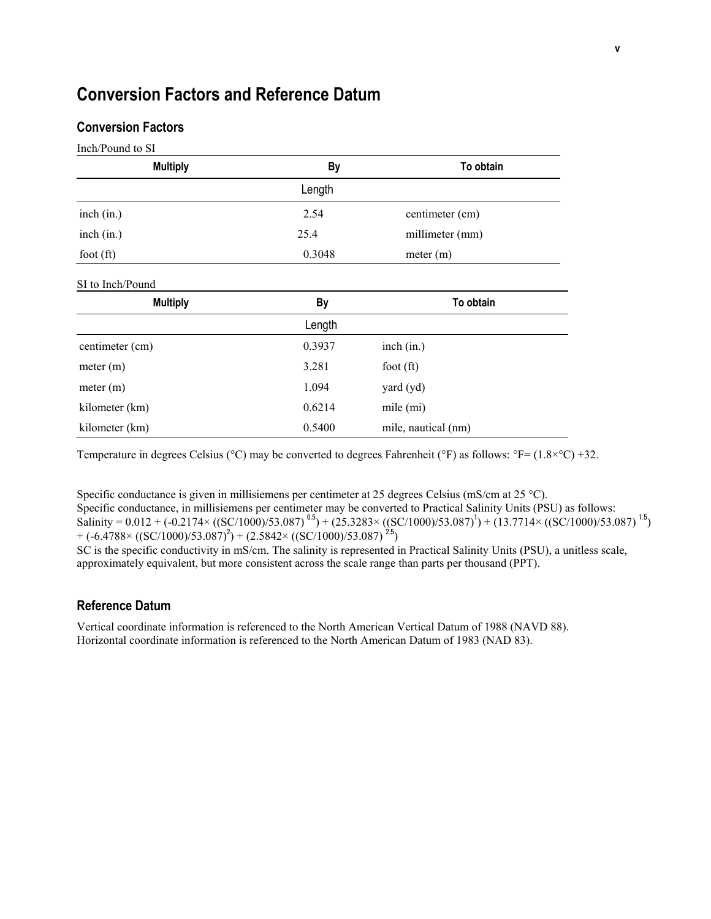# Conversion Factors and Reference Datum

## Conversion Factors

Inch/Pound to SI

| Multiply | By | To obtain |
|---|---|---|
| | Length | |
| inch (in.) | 2.54 | centimeter (cm) |
| inch (in.) | 25.4 | millimeter (mm) |
| foot (ft) | 0.3048 | meter (m) |

SI to Inch/Pound

| Multiply | By | To obtain |
|---|---|---|
| | Length | |
| centimeter (cm) | 0.3937 | inch (in.) |
| meter (m) | 3.281 | foot (ft) |
| meter (m) | 1.094 | yard (yd) |
| kilometer (km) | 0.6214 | mile (mi) |
| kilometer (km) | 0.5400 | mile, nautical (nm) |

Temperature in degrees Celsius (°C) may be converted to degrees Fahrenheit (°F) as follows: °F= (1.8×°C) +32.

Specific conductance is given in millisiemens per centimeter at 25 degrees Celsius (mS/cm at 25 °C).
Specific conductance, in millisiemens per centimeter may be converted to Practical Salinity Units (PSU) as follows:
$\text{Salinity} = 0.012 + (-0.2174\times ((SC/1000)/53.087)^{0.5}) + (25.3283\times ((SC/1000)/53.087)^{1}) + (13.7714\times ((SC/1000)/53.087)^{1.5}) + (-6.4788\times ((SC/1000)/53.087)^{2}) + (2.5842\times ((SC/1000)/53.087)^{2.5})$
SC is the specific conductivity in mS/cm. The salinity is represented in Practical Salinity Units (PSU), a unitless scale, approximately equivalent, but more consistent across the scale range than parts per thousand (PPT).

## Reference Datum

Vertical coordinate information is referenced to the North American Vertical Datum of 1988 (NAVD 88).
Horizontal coordinate information is referenced to the North American Datum of 1983 (NAD 83).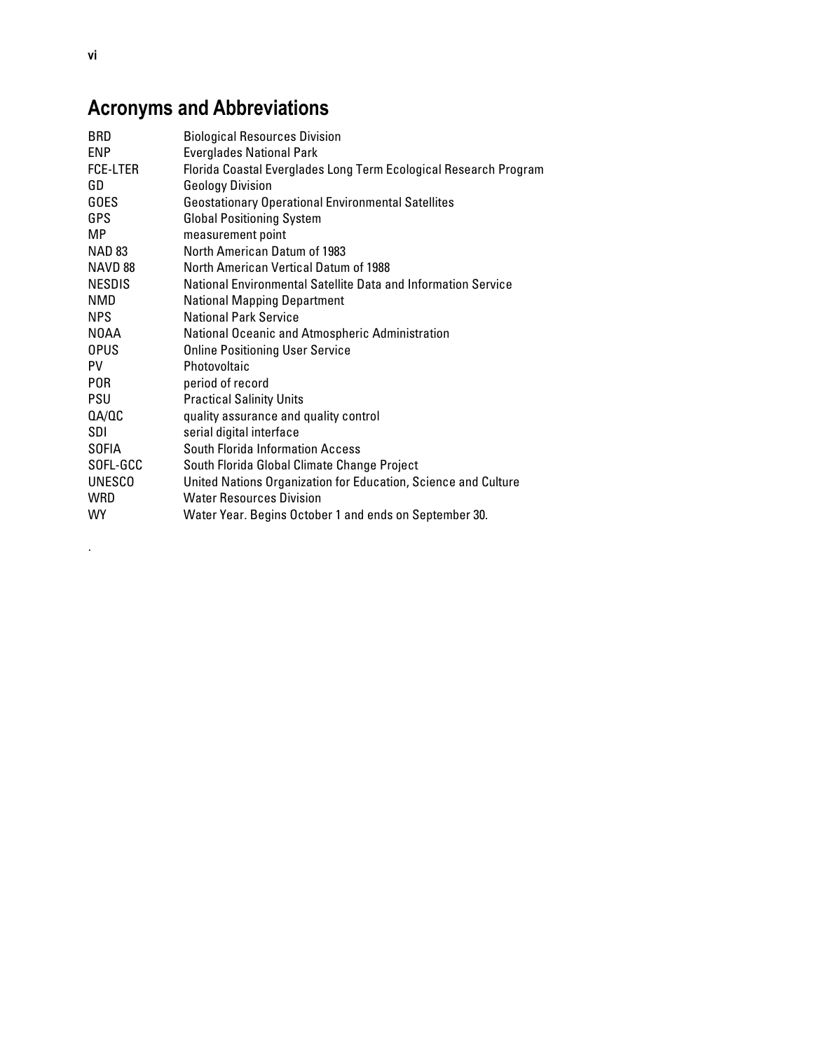## Acronyms and Abbreviations

| | |
|---|---|
| BRD | Biological Resources Division |
| ENP | Everglades National Park |
| FCE-LTER | Florida Coastal Everglades Long Term Ecological Research Program |
| GD | Geology Division |
| GOES | Geostationary Operational Environmental Satellites |
| GPS | Global Positioning System |
| MP | measurement point |
| NAD 83 | North American Datum of 1983 |
| NAVD 88 | North American Vertical Datum of 1988 |
| NESDIS | National Environmental Satellite Data and Information Service |
| NMD | National Mapping Department |
| NPS | National Park Service |
| NOAA | National Oceanic and Atmospheric Administration |
| OPUS | Online Positioning User Service |
| PV | Photovoltaic |
| POR | period of record |
| PSU | Practical Salinity Units |
| QA/QC | quality assurance and quality control |
| SDI | serial digital interface |
| SOFIA | South Florida Information Access |
| SOFL-GCC | South Florida Global Climate Change Project |
| UNESCO | United Nations Organization for Education, Science and Culture |
| WRD | Water Resources Division |
| WY | Water Year. Begins October 1 and ends on September 30. |

.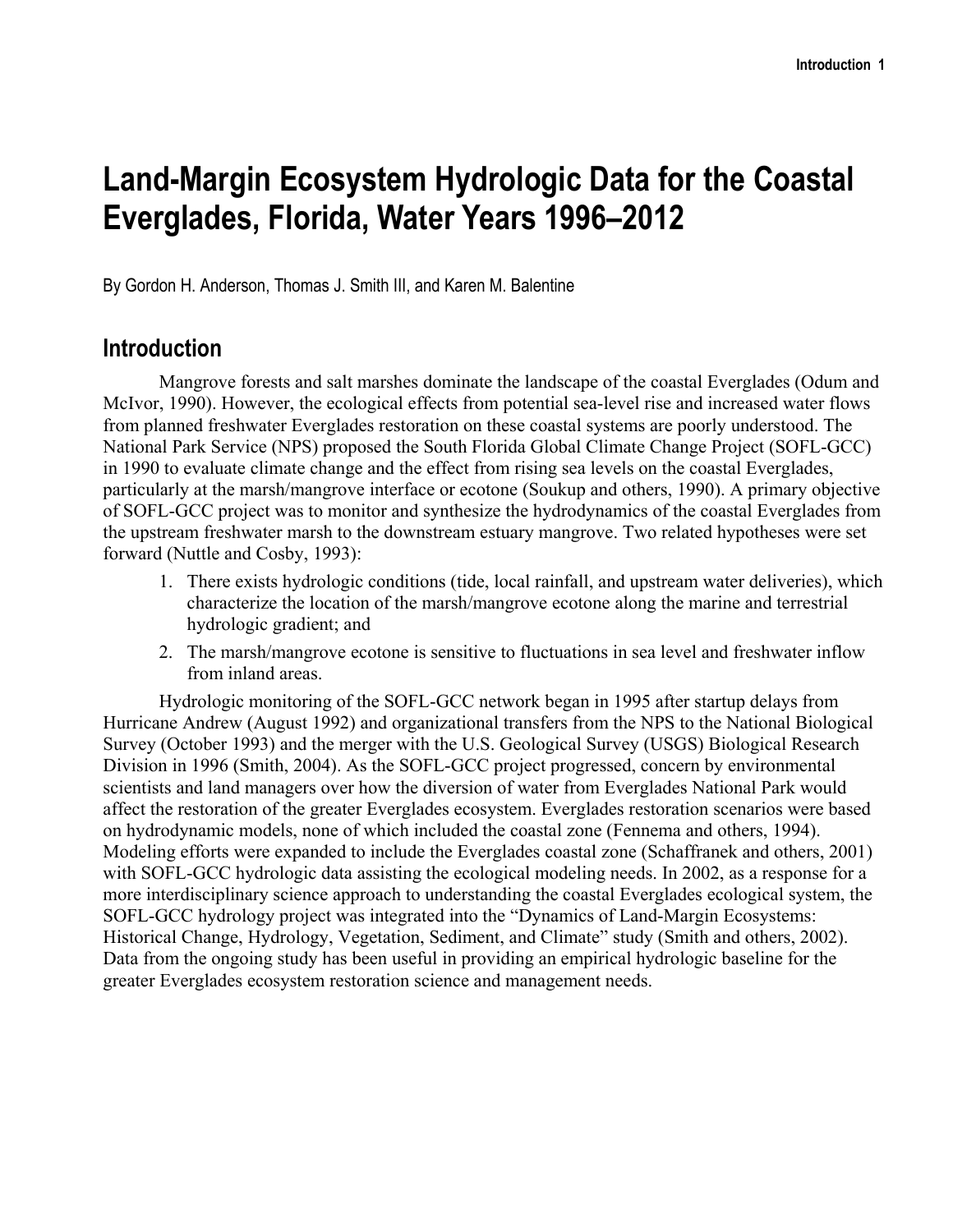# Land-Margin Ecosystem Hydrologic Data for the Coastal Everglades, Florida, Water Years 1996–2012

By Gordon H. Anderson, Thomas J. Smith III, and Karen M. Balentine

## Introduction

Mangrove forests and salt marshes dominate the landscape of the coastal Everglades (Odum and McIvor, 1990). However, the ecological effects from potential sea-level rise and increased water flows from planned freshwater Everglades restoration on these coastal systems are poorly understood. The National Park Service (NPS) proposed the South Florida Global Climate Change Project (SOFL-GCC) in 1990 to evaluate climate change and the effect from rising sea levels on the coastal Everglades, particularly at the marsh/mangrove interface or ecotone (Soukup and others, 1990). A primary objective of SOFL-GCC project was to monitor and synthesize the hydrodynamics of the coastal Everglades from the upstream freshwater marsh to the downstream estuary mangrove. Two related hypotheses were set forward (Nuttle and Cosby, 1993):

1. There exists hydrologic conditions (tide, local rainfall, and upstream water deliveries), which characterize the location of the marsh/mangrove ecotone along the marine and terrestrial hydrologic gradient; and
2. The marsh/mangrove ecotone is sensitive to fluctuations in sea level and freshwater inflow from inland areas.

Hydrologic monitoring of the SOFL-GCC network began in 1995 after startup delays from Hurricane Andrew (August 1992) and organizational transfers from the NPS to the National Biological Survey (October 1993) and the merger with the U.S. Geological Survey (USGS) Biological Research Division in 1996 (Smith, 2004). As the SOFL-GCC project progressed, concern by environmental scientists and land managers over how the diversion of water from Everglades National Park would affect the restoration of the greater Everglades ecosystem. Everglades restoration scenarios were based on hydrodynamic models, none of which included the coastal zone (Fennema and others, 1994). Modeling efforts were expanded to include the Everglades coastal zone (Schaffranek and others, 2001) with SOFL-GCC hydrologic data assisting the ecological modeling needs. In 2002, as a response for a more interdisciplinary science approach to understanding the coastal Everglades ecological system, the SOFL-GCC hydrology project was integrated into the “Dynamics of Land-Margin Ecosystems: Historical Change, Hydrology, Vegetation, Sediment, and Climate” study (Smith and others, 2002). Data from the ongoing study has been useful in providing an empirical hydrologic baseline for the greater Everglades ecosystem restoration science and management needs.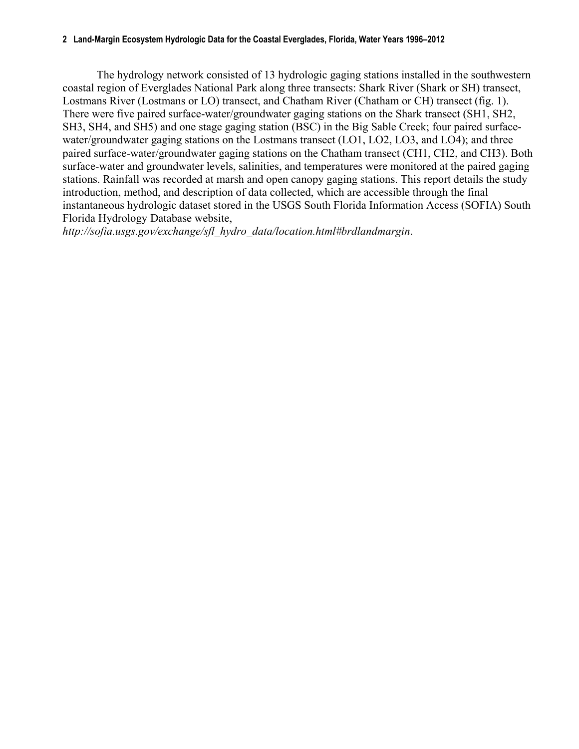The hydrology network consisted of 13 hydrologic gaging stations installed in the southwestern coastal region of Everglades National Park along three transects: Shark River (Shark or SH) transect, Lostmans River (Lostmans or LO) transect, and Chatham River (Chatham or CH) transect (fig. 1). There were five paired surface-water/groundwater gaging stations on the Shark transect (SH1, SH2, SH3, SH4, and SH5) and one stage gaging station (BSC) in the Big Sable Creek; four paired surface-water/groundwater gaging stations on the Lostmans transect (LO1, LO2, LO3, and LO4); and three paired surface-water/groundwater gaging stations on the Chatham transect (CH1, CH2, and CH3). Both surface-water and groundwater levels, salinities, and temperatures were monitored at the paired gaging stations. Rainfall was recorded at marsh and open canopy gaging stations. This report details the study introduction, method, and description of data collected, which are accessible through the final instantaneous hydrologic dataset stored in the USGS South Florida Information Access (SOFIA) South Florida Hydrology Database website, *http://sofia.usgs.gov/exchange/sfl_hydro_data/location.html#brdlandmargin*.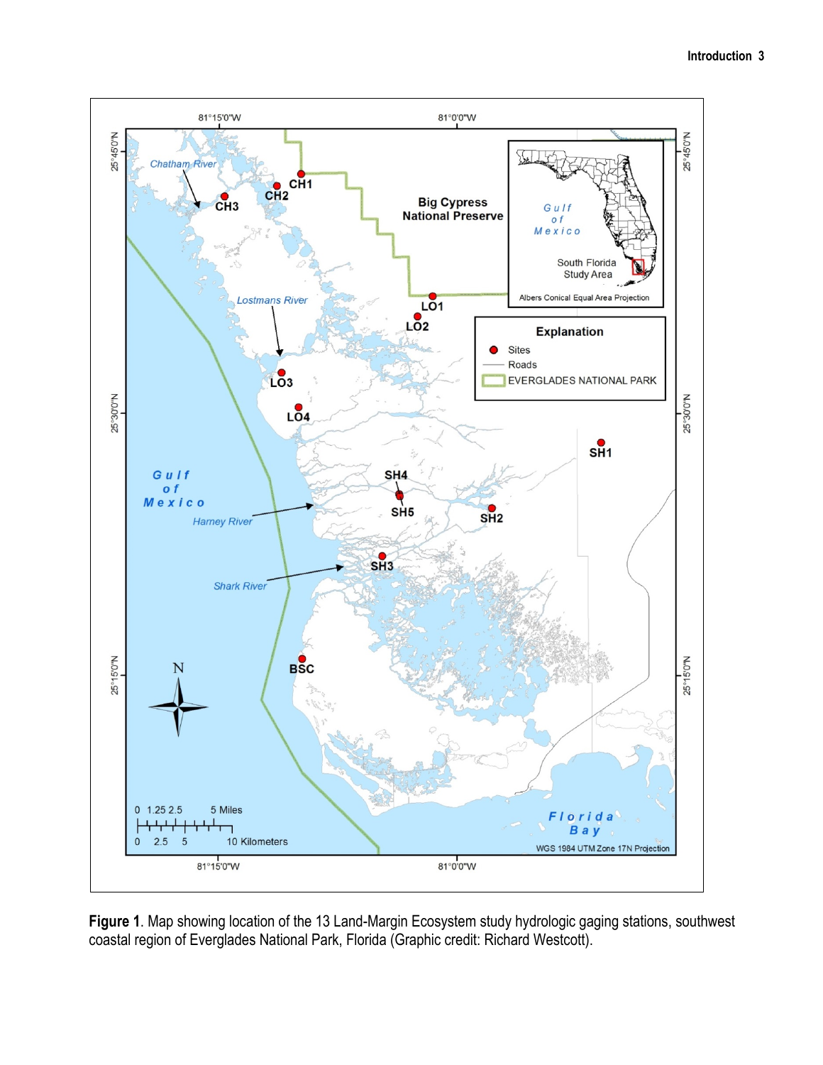**Figure 1**. Map showing location of the 13 Land-Margin Ecosystem study hydrologic gaging stations, southwest coastal region of Everglades National Park, Florida (Graphic credit: Richard Westcott).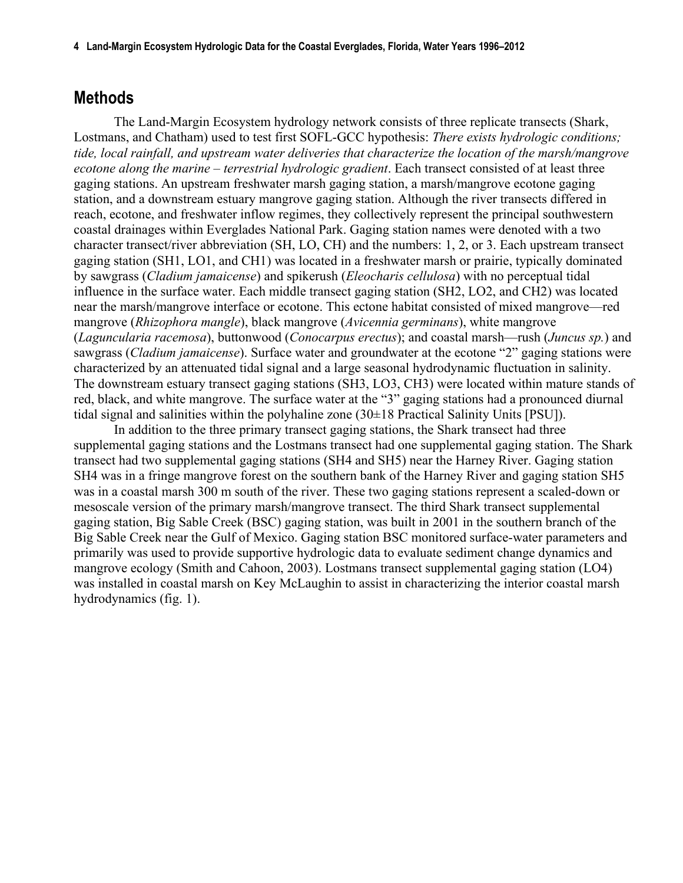## Methods

The Land-Margin Ecosystem hydrology network consists of three replicate transects (Shark, Lostmans, and Chatham) used to test first SOFL-GCC hypothesis: *There exists hydrologic conditions; tide, local rainfall, and upstream water deliveries that characterize the location of the marsh/mangrove ecotone along the marine – terrestrial hydrologic gradient*. Each transect consisted of at least three gaging stations. An upstream freshwater marsh gaging station, a marsh/mangrove ecotone gaging station, and a downstream estuary mangrove gaging station. Although the river transects differed in reach, ecotone, and freshwater inflow regimes, they collectively represent the principal southwestern coastal drainages within Everglades National Park. Gaging station names were denoted with a two character transect/river abbreviation (SH, LO, CH) and the numbers: 1, 2, or 3. Each upstream transect gaging station (SH1, LO1, and CH1) was located in a freshwater marsh or prairie, typically dominated by sawgrass (*Cladium jamaicense*) and spikerush (*Eleocharis cellulosa*) with no perceptual tidal influence in the surface water. Each middle transect gaging station (SH2, LO2, and CH2) was located near the marsh/mangrove interface or ecotone. This ectone habitat consisted of mixed mangrove—red mangrove (*Rhizophora mangle*), black mangrove (*Avicennia germinans*), white mangrove (*Laguncularia racemosa*), buttonwood (*Conocarpus erectus*); and coastal marsh—rush (*Juncus sp.*) and sawgrass (*Cladium jamaicense*). Surface water and groundwater at the ecotone "2" gaging stations were characterized by an attenuated tidal signal and a large seasonal hydrodynamic fluctuation in salinity. The downstream estuary transect gaging stations (SH3, LO3, CH3) were located within mature stands of red, black, and white mangrove. The surface water at the "3" gaging stations had a pronounced diurnal tidal signal and salinities within the polyhaline zone (30±18 Practical Salinity Units [PSU]).

In addition to the three primary transect gaging stations, the Shark transect had three supplemental gaging stations and the Lostmans transect had one supplemental gaging station. The Shark transect had two supplemental gaging stations (SH4 and SH5) near the Harney River. Gaging station SH4 was in a fringe mangrove forest on the southern bank of the Harney River and gaging station SH5 was in a coastal marsh 300 m south of the river. These two gaging stations represent a scaled-down or mesoscale version of the primary marsh/mangrove transect. The third Shark transect supplemental gaging station, Big Sable Creek (BSC) gaging station, was built in 2001 in the southern branch of the Big Sable Creek near the Gulf of Mexico. Gaging station BSC monitored surface-water parameters and primarily was used to provide supportive hydrologic data to evaluate sediment change dynamics and mangrove ecology (Smith and Cahoon, 2003). Lostmans transect supplemental gaging station (LO4) was installed in coastal marsh on Key McLaughin to assist in characterizing the interior coastal marsh hydrodynamics (fig. 1).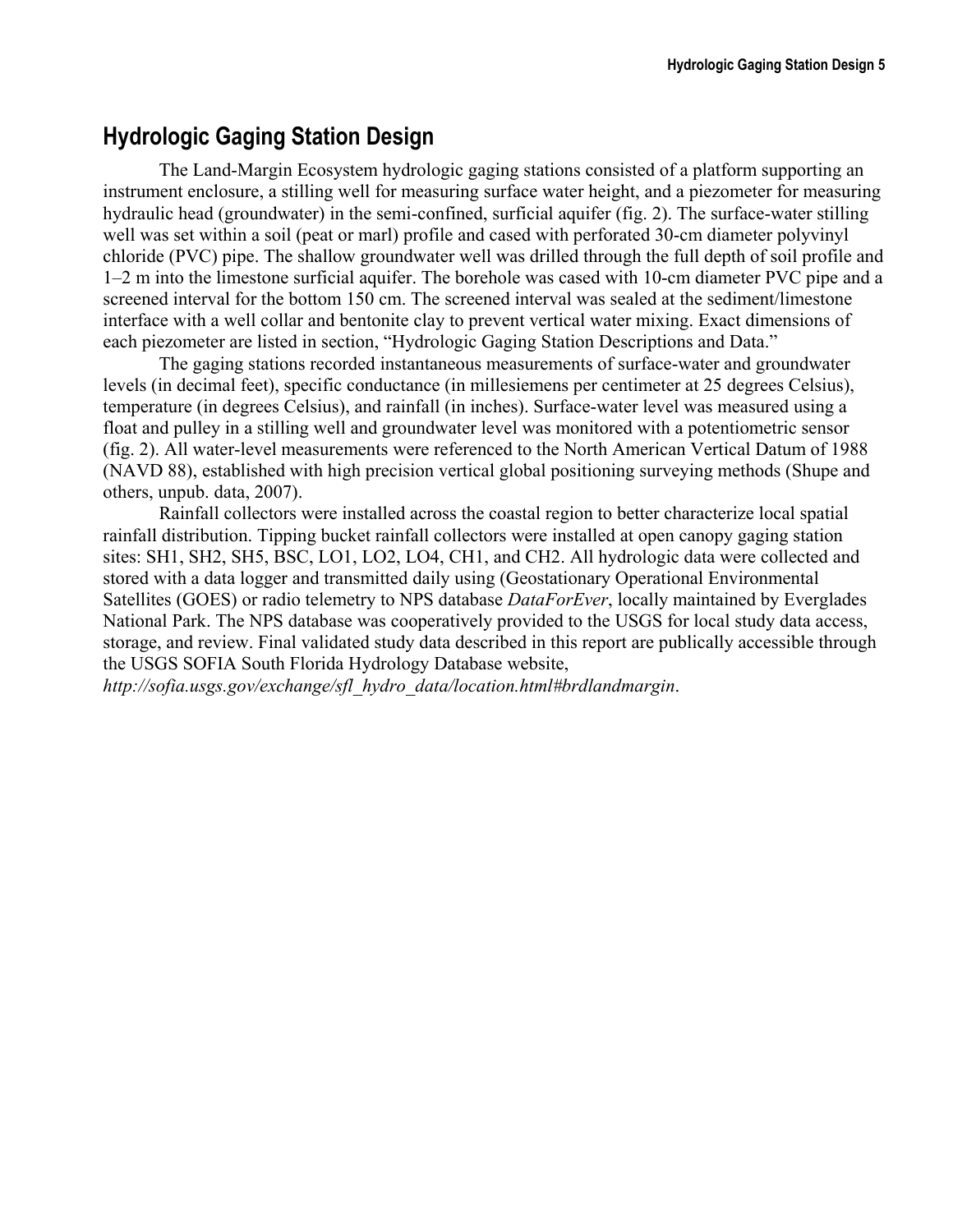## Hydrologic Gaging Station Design

The Land-Margin Ecosystem hydrologic gaging stations consisted of a platform supporting an instrument enclosure, a stilling well for measuring surface water height, and a piezometer for measuring hydraulic head (groundwater) in the semi-confined, surficial aquifer (fig. 2). The surface-water stilling well was set within a soil (peat or marl) profile and cased with perforated 30-cm diameter polyvinyl chloride (PVC) pipe. The shallow groundwater well was drilled through the full depth of soil profile and 1–2 m into the limestone surficial aquifer. The borehole was cased with 10-cm diameter PVC pipe and a screened interval for the bottom 150 cm. The screened interval was sealed at the sediment/limestone interface with a well collar and bentonite clay to prevent vertical water mixing. Exact dimensions of each piezometer are listed in section, "Hydrologic Gaging Station Descriptions and Data."

The gaging stations recorded instantaneous measurements of surface-water and groundwater levels (in decimal feet), specific conductance (in millesiemens per centimeter at 25 degrees Celsius), temperature (in degrees Celsius), and rainfall (in inches). Surface-water level was measured using a float and pulley in a stilling well and groundwater level was monitored with a potentiometric sensor (fig. 2). All water-level measurements were referenced to the North American Vertical Datum of 1988 (NAVD 88), established with high precision vertical global positioning surveying methods (Shupe and others, unpub. data, 2007).

Rainfall collectors were installed across the coastal region to better characterize local spatial rainfall distribution. Tipping bucket rainfall collectors were installed at open canopy gaging station sites: SH1, SH2, SH5, BSC, LO1, LO2, LO4, CH1, and CH2. All hydrologic data were collected and stored with a data logger and transmitted daily using (Geostationary Operational Environmental Satellites (GOES) or radio telemetry to NPS database *DataForEver*, locally maintained by Everglades National Park. The NPS database was cooperatively provided to the USGS for local study data access, storage, and review. Final validated study data described in this report are publically accessible through the USGS SOFIA South Florida Hydrology Database website, *http://sofia.usgs.gov/exchange/sfl_hydro_data/location.html#brdlandmargin*.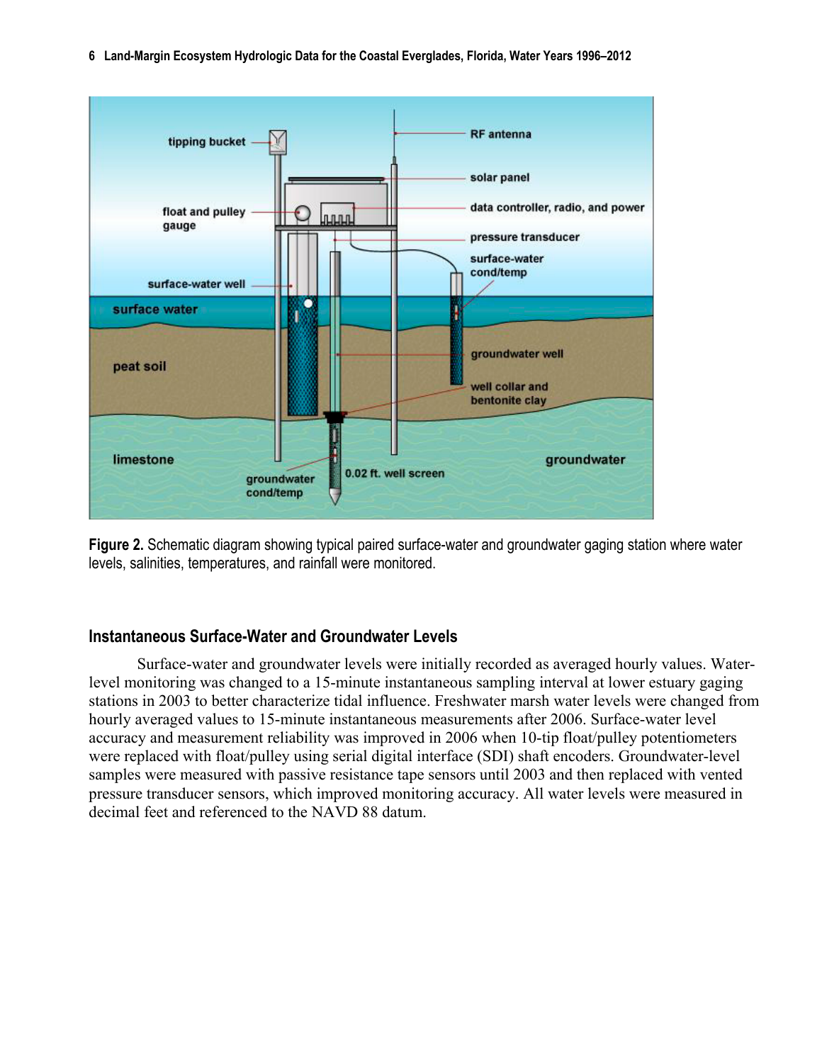**Figure 2.** Schematic diagram showing typical paired surface-water and groundwater gaging station where water levels, salinities, temperatures, and rainfall were monitored.

## Instantaneous Surface-Water and Groundwater Levels

Surface-water and groundwater levels were initially recorded as averaged hourly values. Water-level monitoring was changed to a 15-minute instantaneous sampling interval at lower estuary gaging stations in 2003 to better characterize tidal influence. Freshwater marsh water levels were changed from hourly averaged values to 15-minute instantaneous measurements after 2006. Surface-water level accuracy and measurement reliability was improved in 2006 when 10-tip float/pulley potentiometers were replaced with float/pulley using serial digital interface (SDI) shaft encoders. Groundwater-level samples were measured with passive resistance tape sensors until 2003 and then replaced with vented pressure transducer sensors, which improved monitoring accuracy. All water levels were measured in decimal feet and referenced to the NAVD 88 datum.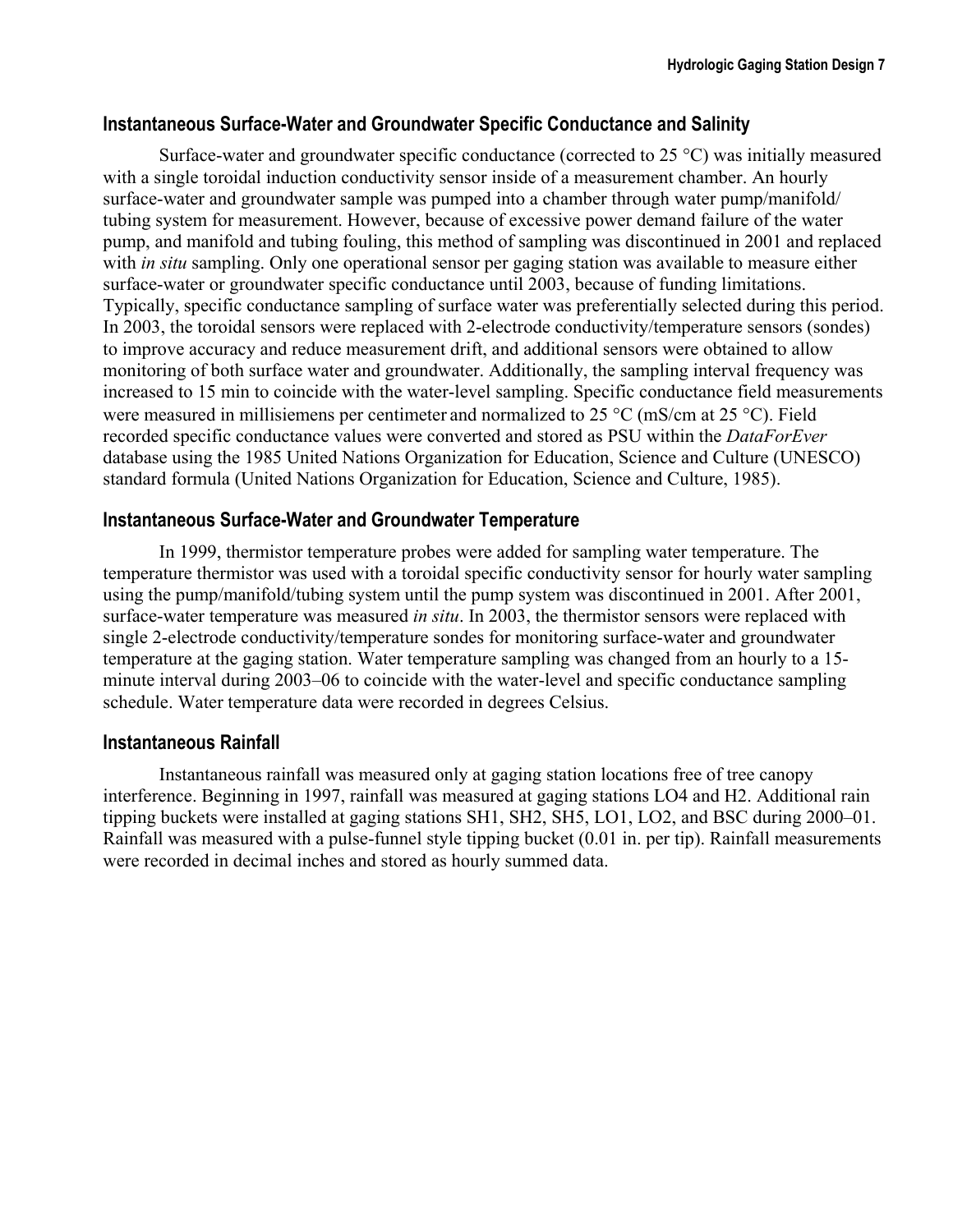## Instantaneous Surface-Water and Groundwater Specific Conductance and Salinity

Surface-water and groundwater specific conductance (corrected to 25 °C) was initially measured with a single toroidal induction conductivity sensor inside of a measurement chamber. An hourly surface-water and groundwater sample was pumped into a chamber through water pump/manifold/tubing system for measurement. However, because of excessive power demand failure of the water pump, and manifold and tubing fouling, this method of sampling was discontinued in 2001 and replaced with *in situ* sampling. Only one operational sensor per gaging station was available to measure either surface-water or groundwater specific conductance until 2003, because of funding limitations. Typically, specific conductance sampling of surface water was preferentially selected during this period. In 2003, the toroidal sensors were replaced with 2-electrode conductivity/temperature sensors (sondes) to improve accuracy and reduce measurement drift, and additional sensors were obtained to allow monitoring of both surface water and groundwater. Additionally, the sampling interval frequency was increased to 15 min to coincide with the water-level sampling. Specific conductance field measurements were measured in millisiemens per centimeter and normalized to 25 °C (mS/cm at 25 °C). Field recorded specific conductance values were converted and stored as PSU within the *DataForEver* database using the 1985 United Nations Organization for Education, Science and Culture (UNESCO) standard formula (United Nations Organization for Education, Science and Culture, 1985).

## Instantaneous Surface-Water and Groundwater Temperature

In 1999, thermistor temperature probes were added for sampling water temperature. The temperature thermistor was used with a toroidal specific conductivity sensor for hourly water sampling using the pump/manifold/tubing system until the pump system was discontinued in 2001. After 2001, surface-water temperature was measured *in situ*. In 2003, the thermistor sensors were replaced with single 2-electrode conductivity/temperature sondes for monitoring surface-water and groundwater temperature at the gaging station. Water temperature sampling was changed from an hourly to a 15-minute interval during 2003–06 to coincide with the water-level and specific conductance sampling schedule. Water temperature data were recorded in degrees Celsius.

## Instantaneous Rainfall

Instantaneous rainfall was measured only at gaging station locations free of tree canopy interference. Beginning in 1997, rainfall was measured at gaging stations LO4 and H2. Additional rain tipping buckets were installed at gaging stations SH1, SH2, SH5, LO1, LO2, and BSC during 2000–01. Rainfall was measured with a pulse-funnel style tipping bucket (0.01 in. per tip). Rainfall measurements were recorded in decimal inches and stored as hourly summed data.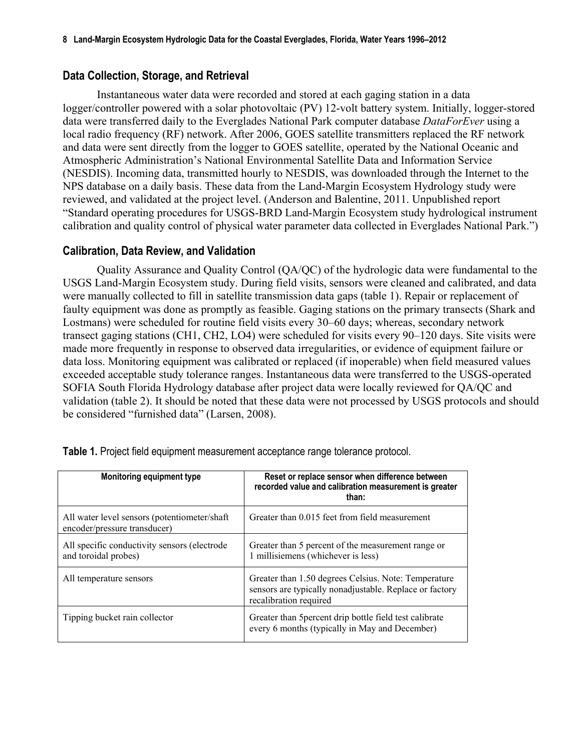## Data Collection, Storage, and Retrieval

Instantaneous water data were recorded and stored at each gaging station in a data logger/controller powered with a solar photovoltaic (PV) 12-volt battery system. Initially, logger-stored data were transferred daily to the Everglades National Park computer database *DataForEver* using a local radio frequency (RF) network. After 2006, GOES satellite transmitters replaced the RF network and data were sent directly from the logger to GOES satellite, operated by the National Oceanic and Atmospheric Administration's National Environmental Satellite Data and Information Service (NESDIS). Incoming data, transmitted hourly to NESDIS, was downloaded through the Internet to the NPS database on a daily basis. These data from the Land-Margin Ecosystem Hydrology study were reviewed, and validated at the project level. (Anderson and Balentine, 2011. Unpublished report "Standard operating procedures for USGS-BRD Land-Margin Ecosystem study hydrological instrument calibration and quality control of physical water parameter data collected in Everglades National Park.")

## Calibration, Data Review, and Validation

Quality Assurance and Quality Control (QA/QC) of the hydrologic data were fundamental to the USGS Land-Margin Ecosystem study. During field visits, sensors were cleaned and calibrated, and data were manually collected to fill in satellite transmission data gaps (table 1). Repair or replacement of faulty equipment was done as promptly as feasible. Gaging stations on the primary transects (Shark and Lostmans) were scheduled for routine field visits every 30–60 days; whereas, secondary network transect gaging stations (CH1, CH2, LO4) were scheduled for visits every 90–120 days. Site visits were made more frequently in response to observed data irregularities, or evidence of equipment failure or data loss. Monitoring equipment was calibrated or replaced (if inoperable) when field measured values exceeded acceptable study tolerance ranges. Instantaneous data were transferred to the USGS-operated SOFIA South Florida Hydrology database after project data were locally reviewed for QA/QC and validation (table 2). It should be noted that these data were not processed by USGS protocols and should be considered "furnished data" (Larsen, 2008).

**Table 1.** Project field equipment measurement acceptance range tolerance protocol.

| Monitoring equipment type | Reset or replace sensor when difference between recorded value and calibration measurement is greater than: |
|---|---|
| All water level sensors (potentiometer/shaft encoder/pressure transducer) | Greater than 0.015 feet from field measurement |
| All specific conductivity sensors (electrode and toroidal probes) | Greater than 5 percent of the measurement range or 1 millisiemens (whichever is less) |
| All temperature sensors | Greater than 1.50 degrees Celsius. Note: Temperature sensors are typically nonadjustable. Replace or factory recalibration required |
| Tipping bucket rain collector | Greater than 5percent drip bottle field test calibrate every 6 months (typically in May and December) |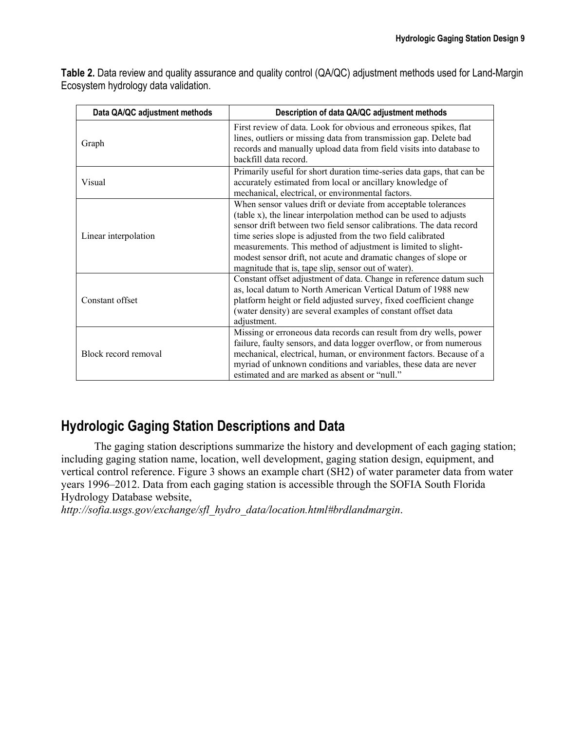**Table 2.** Data review and quality assurance and quality control (QA/QC) adjustment methods used for Land-Margin Ecosystem hydrology data validation.

| Data QA/QC adjustment methods | Description of data QA/QC adjustment methods |
|---|---|
| Graph | First review of data. Look for obvious and erroneous spikes, flat lines, outliers or missing data from transmission gap. Delete bad records and manually upload data from field visits into database to backfill data record. |
| Visual | Primarily useful for short duration time-series data gaps, that can be accurately estimated from local or ancillary knowledge of mechanical, electrical, or environmental factors. |
| Linear interpolation | When sensor values drift or deviate from acceptable tolerances (table x), the linear interpolation method can be used to adjusts sensor drift between two field sensor calibrations. The data record time series slope is adjusted from the two field calibrated measurements. This method of adjustment is limited to slight-modest sensor drift, not acute and dramatic changes of slope or magnitude that is, tape slip, sensor out of water). |
| Constant offset | Constant offset adjustment of data. Change in reference datum such as, local datum to North American Vertical Datum of 1988 new platform height or field adjusted survey, fixed coefficient change (water density) are several examples of constant offset data adjustment. |
| Block record removal | Missing or erroneous data records can result from dry wells, power failure, faulty sensors, and data logger overflow, or from numerous mechanical, electrical, human, or environment factors. Because of a myriad of unknown conditions and variables, these data are never estimated and are marked as absent or "null." |

## Hydrologic Gaging Station Descriptions and Data

The gaging station descriptions summarize the history and development of each gaging station; including gaging station name, location, well development, gaging station design, equipment, and vertical control reference. Figure 3 shows an example chart (SH2) of water parameter data from water years 1996–2012. Data from each gaging station is accessible through the SOFIA South Florida Hydrology Database website, *http://sofia.usgs.gov/exchange/sfl_hydro_data/location.html#brdlandmargin*.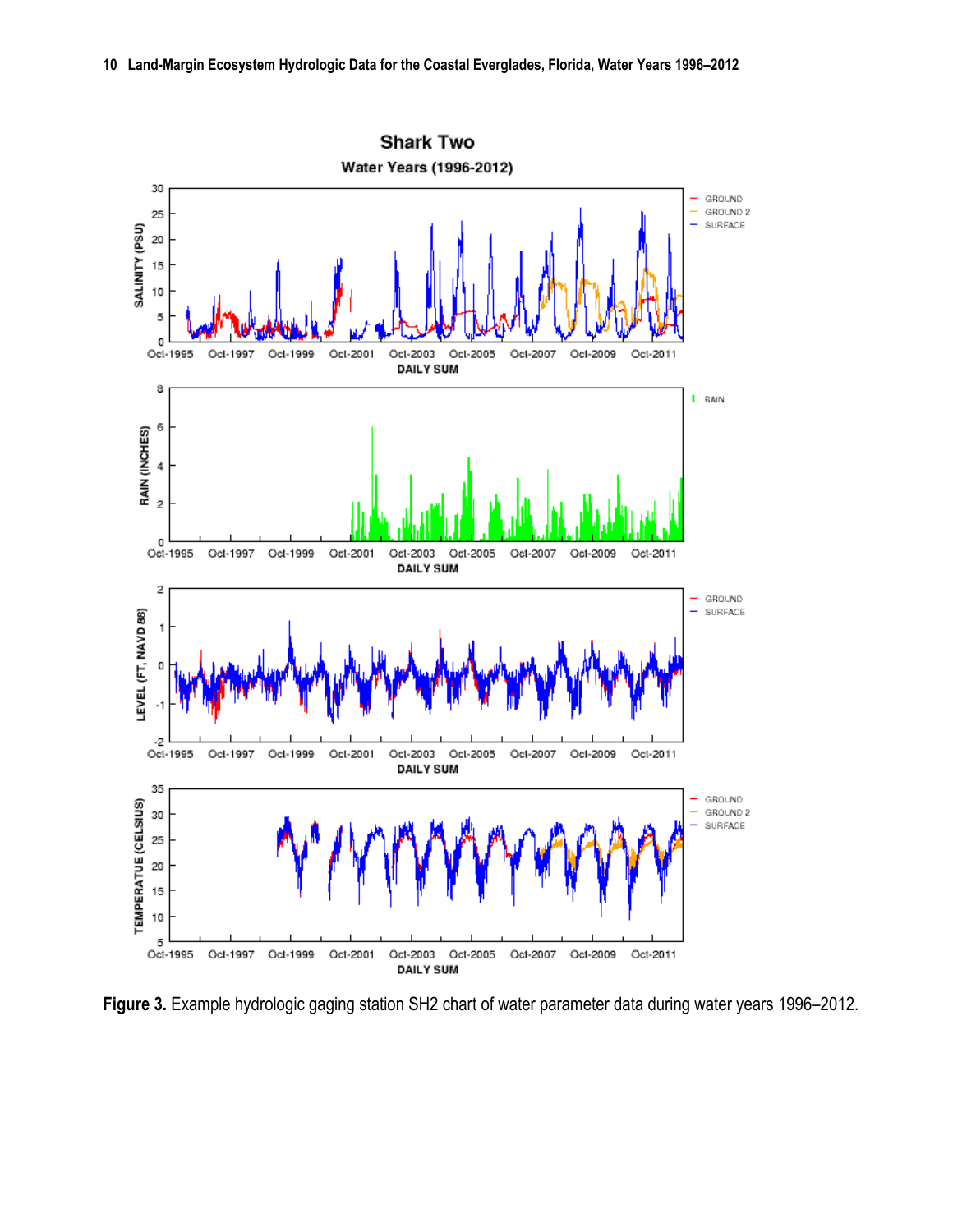**Figure 3.** Example hydrologic gaging station SH2 chart of water parameter data during water years 1996–2012.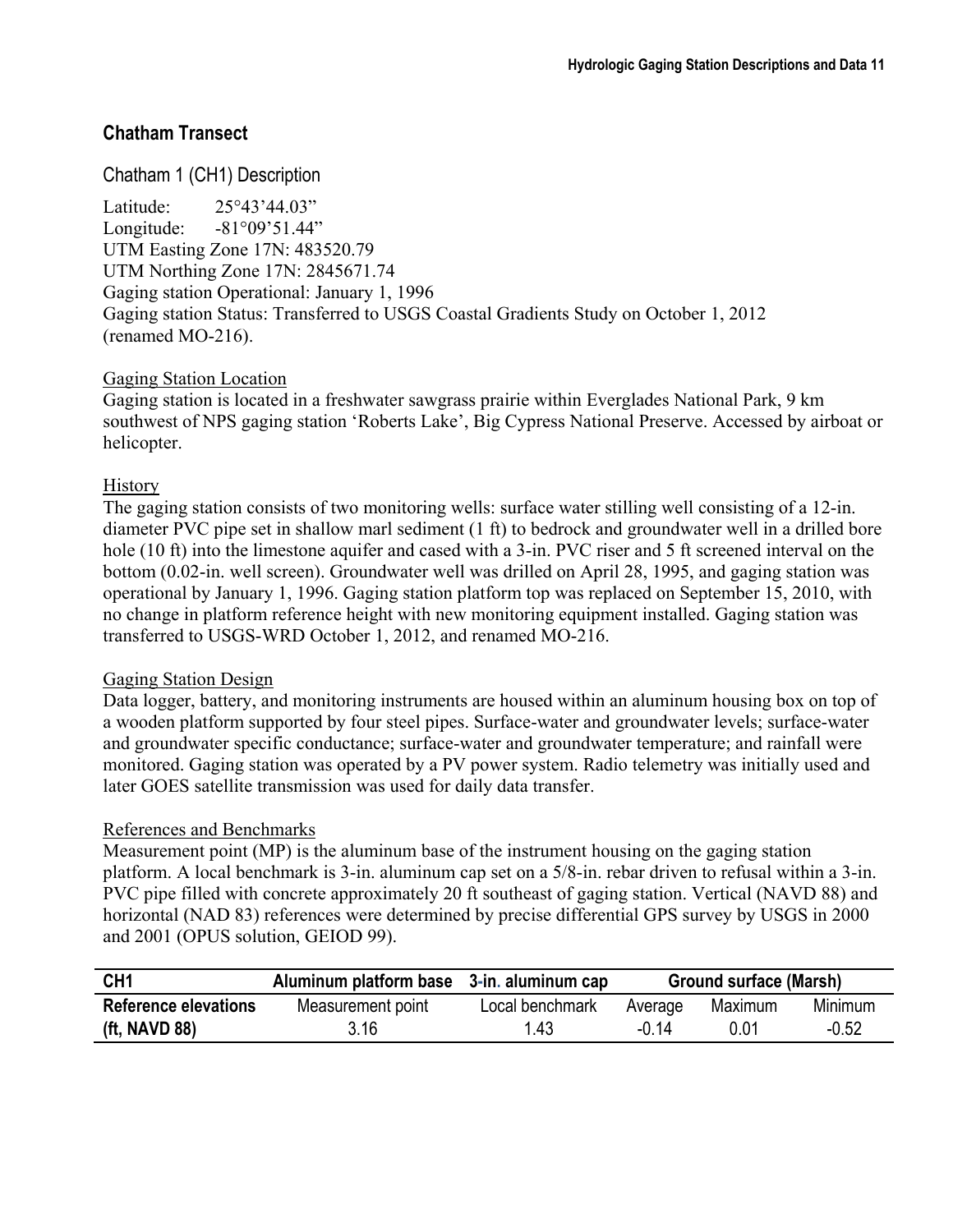## Chatham Transect

### Chatham 1 (CH1) Description

Latitude: 25°43’44.03”
Longitude: -81°09’51.44”
UTM Easting Zone 17N: 483520.79
UTM Northing Zone 17N: 2845671.74
Gaging station Operational: January 1, 1996
Gaging station Status: Transferred to USGS Coastal Gradients Study on October 1, 2012 (renamed MO-216).

Gaging Station Location

Gaging station is located in a freshwater sawgrass prairie within Everglades National Park, 9 km southwest of NPS gaging station ‘Roberts Lake’, Big Cypress National Preserve. Accessed by airboat or helicopter.

History

The gaging station consists of two monitoring wells: surface water stilling well consisting of a 12-in. diameter PVC pipe set in shallow marl sediment (1 ft) to bedrock and groundwater well in a drilled bore hole (10 ft) into the limestone aquifer and cased with a 3-in. PVC riser and 5 ft screened interval on the bottom (0.02-in. well screen). Groundwater well was drilled on April 28, 1995, and gaging station was operational by January 1, 1996. Gaging station platform top was replaced on September 15, 2010, with no change in platform reference height with new monitoring equipment installed. Gaging station was transferred to USGS-WRD October 1, 2012, and renamed MO-216.

Gaging Station Design

Data logger, battery, and monitoring instruments are housed within an aluminum housing box on top of a wooden platform supported by four steel pipes. Surface-water and groundwater levels; surface-water and groundwater specific conductance; surface-water and groundwater temperature; and rainfall were monitored. Gaging station was operated by a PV power system. Radio telemetry was initially used and later GOES satellite transmission was used for daily data transfer.

References and Benchmarks

Measurement point (MP) is the aluminum base of the instrument housing on the gaging station platform. A local benchmark is 3-in. aluminum cap set on a 5/8-in. rebar driven to refusal within a 3-in. PVC pipe filled with concrete approximately 20 ft southeast of gaging station. Vertical (NAVD 88) and horizontal (NAD 83) references were determined by precise differential GPS survey by USGS in 2000 and 2001 (OPUS solution, GEIOD 99).

| **CH1** | **Aluminum platform base** | **3-in. aluminum cap** | **Ground surface (Marsh)** | | |
|---|---|---|---|---|---|
| **Reference elevations** | Measurement point | Local benchmark | Average | Maximum | Minimum |
| **(ft, NAVD 88)** | 3.16 | 1.43 | -0.14 | 0.01 | -0.52 |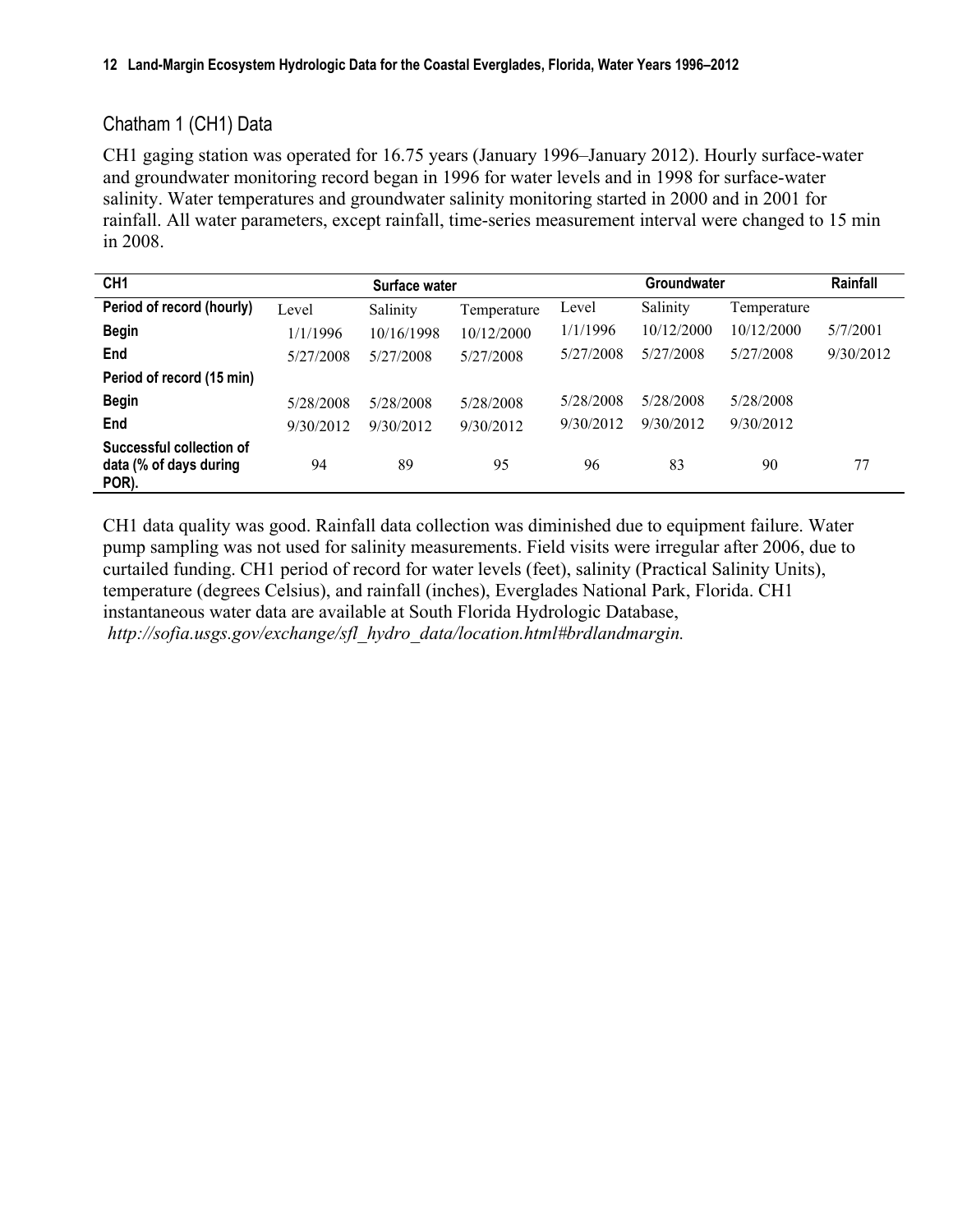## Chatham 1 (CH1) Data

CH1 gaging station was operated for 16.75 years (January 1996–January 2012). Hourly surface-water and groundwater monitoring record began in 1996 for water levels and in 1998 for surface-water salinity. Water temperatures and groundwater salinity monitoring started in 2000 and in 2001 for rainfall. All water parameters, except rainfall, time-series measurement interval were changed to 15 min in 2008.

| CH1 | Surface water | | | Groundwater | | | Rainfall |
|---|---|---|---|---|---|---|---|
| **Period of record (hourly)** | Level | Salinity | Temperature | Level | Salinity | Temperature | |
| **Begin** | 1/1/1996 | 10/16/1998 | 10/12/2000 | 1/1/1996 | 10/12/2000 | 10/12/2000 | 5/7/2001 |
| **End** | 5/27/2008 | 5/27/2008 | 5/27/2008 | 5/27/2008 | 5/27/2008 | 5/27/2008 | 9/30/2012 |
| **Period of record (15 min)** | | | | | | | |
| **Begin** | 5/28/2008 | 5/28/2008 | 5/28/2008 | 5/28/2008 | 5/28/2008 | 5/28/2008 | |
| **End** | 9/30/2012 | 9/30/2012 | 9/30/2012 | 9/30/2012 | 9/30/2012 | 9/30/2012 | |
| **Successful collection of data (% of days during POR).** | 94 | 89 | 95 | 96 | 83 | 90 | 77 |

CH1 data quality was good. Rainfall data collection was diminished due to equipment failure. Water pump sampling was not used for salinity measurements. Field visits were irregular after 2006, due to curtailed funding. CH1 period of record for water levels (feet), salinity (Practical Salinity Units), temperature (degrees Celsius), and rainfall (inches), Everglades National Park, Florida. CH1 instantaneous water data are available at South Florida Hydrologic Database, *http://sofia.usgs.gov/exchange/sfl_hydro_data/location.html#brdlandmargin.*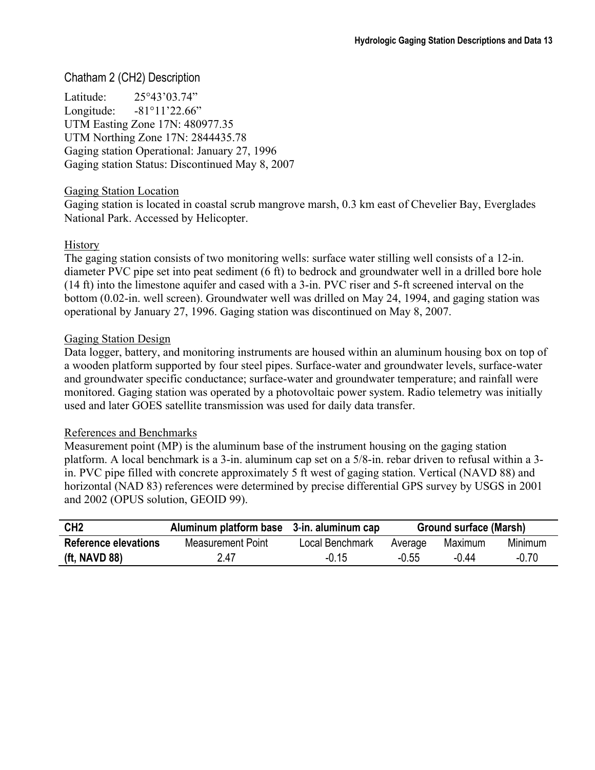## Chatham 2 (CH2) Description

Latitude: 25°43’03.74”
Longitude: -81°11’22.66”
UTM Easting Zone 17N: 480977.35
UTM Northing Zone 17N: 2844435.78
Gaging station Operational: January 27, 1996
Gaging station Status: Discontinued May 8, 2007

### Gaging Station Location

Gaging station is located in coastal scrub mangrove marsh, 0.3 km east of Chevelier Bay, Everglades National Park. Accessed by Helicopter.

### History

The gaging station consists of two monitoring wells: surface water stilling well consists of a 12-in. diameter PVC pipe set into peat sediment (6 ft) to bedrock and groundwater well in a drilled bore hole (14 ft) into the limestone aquifer and cased with a 3-in. PVC riser and 5-ft screened interval on the bottom (0.02-in. well screen). Groundwater well was drilled on May 24, 1994, and gaging station was operational by January 27, 1996. Gaging station was discontinued on May 8, 2007.

### Gaging Station Design

Data logger, battery, and monitoring instruments are housed within an aluminum housing box on top of a wooden platform supported by four steel pipes. Surface-water and groundwater levels, surface-water and groundwater specific conductance; surface-water and groundwater temperature; and rainfall were monitored. Gaging station was operated by a photovoltaic power system. Radio telemetry was initially used and later GOES satellite transmission was used for daily data transfer.

### References and Benchmarks

Measurement point (MP) is the aluminum base of the instrument housing on the gaging station platform. A local benchmark is a 3-in. aluminum cap set on a 5/8-in. rebar driven to refusal within a 3-in. PVC pipe filled with concrete approximately 5 ft west of gaging station. Vertical (NAVD 88) and horizontal (NAD 83) references were determined by precise differential GPS survey by USGS in 2001 and 2002 (OPUS solution, GEOID 99).

| **CH2** | **Aluminum platform base** | **3-in. aluminum cap** | **Ground surface (Marsh)** | | |
|---|---|---|---|---|---|
| **Reference elevations** | Measurement Point | Local Benchmark | Average | Maximum | Minimum |
| **(ft, NAVD 88)** | 2.47 | -0.15 | -0.55 | -0.44 | -0.70 |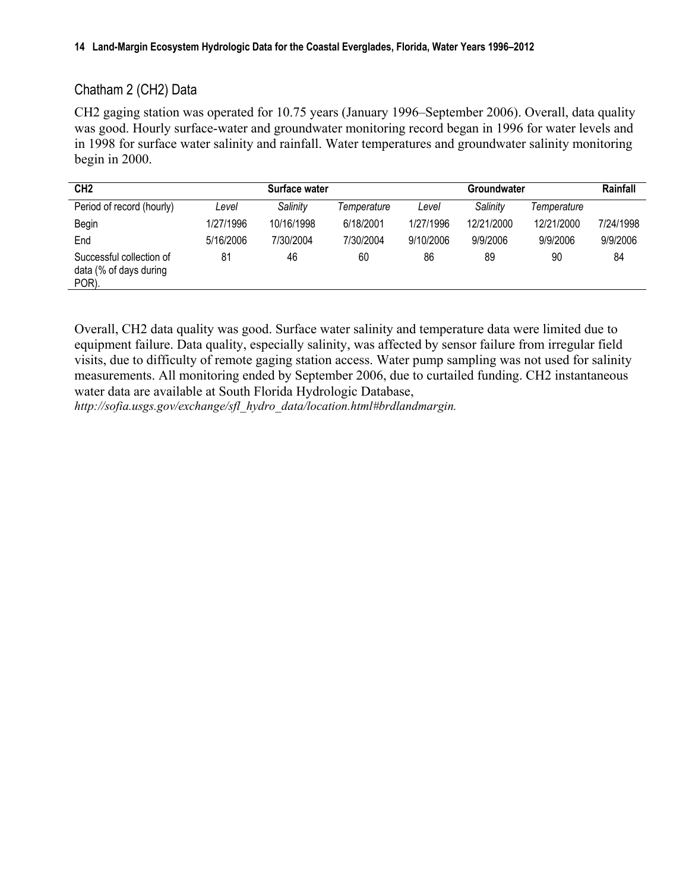## Chatham 2 (CH2) Data

CH2 gaging station was operated for 10.75 years (January 1996–September 2006). Overall, data quality was good. Hourly surface-water and groundwater monitoring record began in 1996 for water levels and in 1998 for surface water salinity and rainfall. Water temperatures and groundwater salinity monitoring begin in 2000.

| CH2 | Surface water | | | Groundwater | | | Rainfall |
|---|---|---|---|---|---|---|---|
| Period of record (hourly) | *Level* | *Salinity* | *Temperature* | *Level* | *Salinity* | *Temperature* | |
| Begin | 1/27/1996 | 10/16/1998 | 6/18/2001 | 1/27/1996 | 12/21/2000 | 12/21/2000 | 7/24/1998 |
| End | 5/16/2006 | 7/30/2004 | 7/30/2004 | 9/10/2006 | 9/9/2006 | 9/9/2006 | 9/9/2006 |
| Successful collection of data (% of days during POR). | 81 | 46 | 60 | 86 | 89 | 90 | 84 |

Overall, CH2 data quality was good. Surface water salinity and temperature data were limited due to equipment failure. Data quality, especially salinity, was affected by sensor failure from irregular field visits, due to difficulty of remote gaging station access. Water pump sampling was not used for salinity measurements. All monitoring ended by September 2006, due to curtailed funding. CH2 instantaneous water data are available at South Florida Hydrologic Database, *http://sofia.usgs.gov/exchange/sfl_hydro_data/location.html#brdlandmargin.*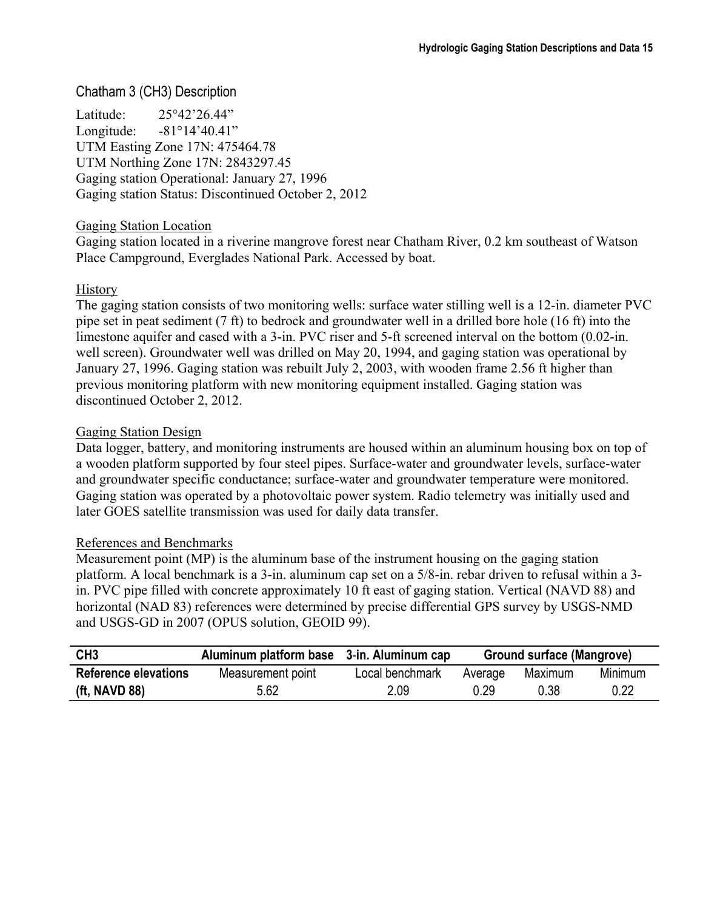## Chatham 3 (CH3) Description

Latitude: 25°42'26.44"
Longitude: -81°14'40.41"
UTM Easting Zone 17N: 475464.78
UTM Northing Zone 17N: 2843297.45
Gaging station Operational: January 27, 1996
Gaging station Status: Discontinued October 2, 2012

### Gaging Station Location

Gaging station located in a riverine mangrove forest near Chatham River, 0.2 km southeast of Watson Place Campground, Everglades National Park. Accessed by boat.

### History

The gaging station consists of two monitoring wells: surface water stilling well is a 12-in. diameter PVC pipe set in peat sediment (7 ft) to bedrock and groundwater well in a drilled bore hole (16 ft) into the limestone aquifer and cased with a 3-in. PVC riser and 5-ft screened interval on the bottom (0.02-in. well screen). Groundwater well was drilled on May 20, 1994, and gaging station was operational by January 27, 1996. Gaging station was rebuilt July 2, 2003, with wooden frame 2.56 ft higher than previous monitoring platform with new monitoring equipment installed. Gaging station was discontinued October 2, 2012.

### Gaging Station Design

Data logger, battery, and monitoring instruments are housed within an aluminum housing box on top of a wooden platform supported by four steel pipes. Surface-water and groundwater levels, surface-water and groundwater specific conductance; surface-water and groundwater temperature were monitored. Gaging station was operated by a photovoltaic power system. Radio telemetry was initially used and later GOES satellite transmission was used for daily data transfer.

### References and Benchmarks

Measurement point (MP) is the aluminum base of the instrument housing on the gaging station platform. A local benchmark is a 3-in. aluminum cap set on a 5/8-in. rebar driven to refusal within a 3-in. PVC pipe filled with concrete approximately 10 ft east of gaging station. Vertical (NAVD 88) and horizontal (NAD 83) references were determined by precise differential GPS survey by USGS-NMD and USGS-GD in 2007 (OPUS solution, GEOID 99).

| **CH3** | **Aluminum platform base** | **3-in. Aluminum cap** | **Ground surface (Mangrove)** | | |
|---|---|---|---|---|---|
| **Reference elevations** | Measurement point | Local benchmark | Average | Maximum | Minimum |
| **(ft, NAVD 88)** | 5.62 | 2.09 | 0.29 | 0.38 | 0.22 |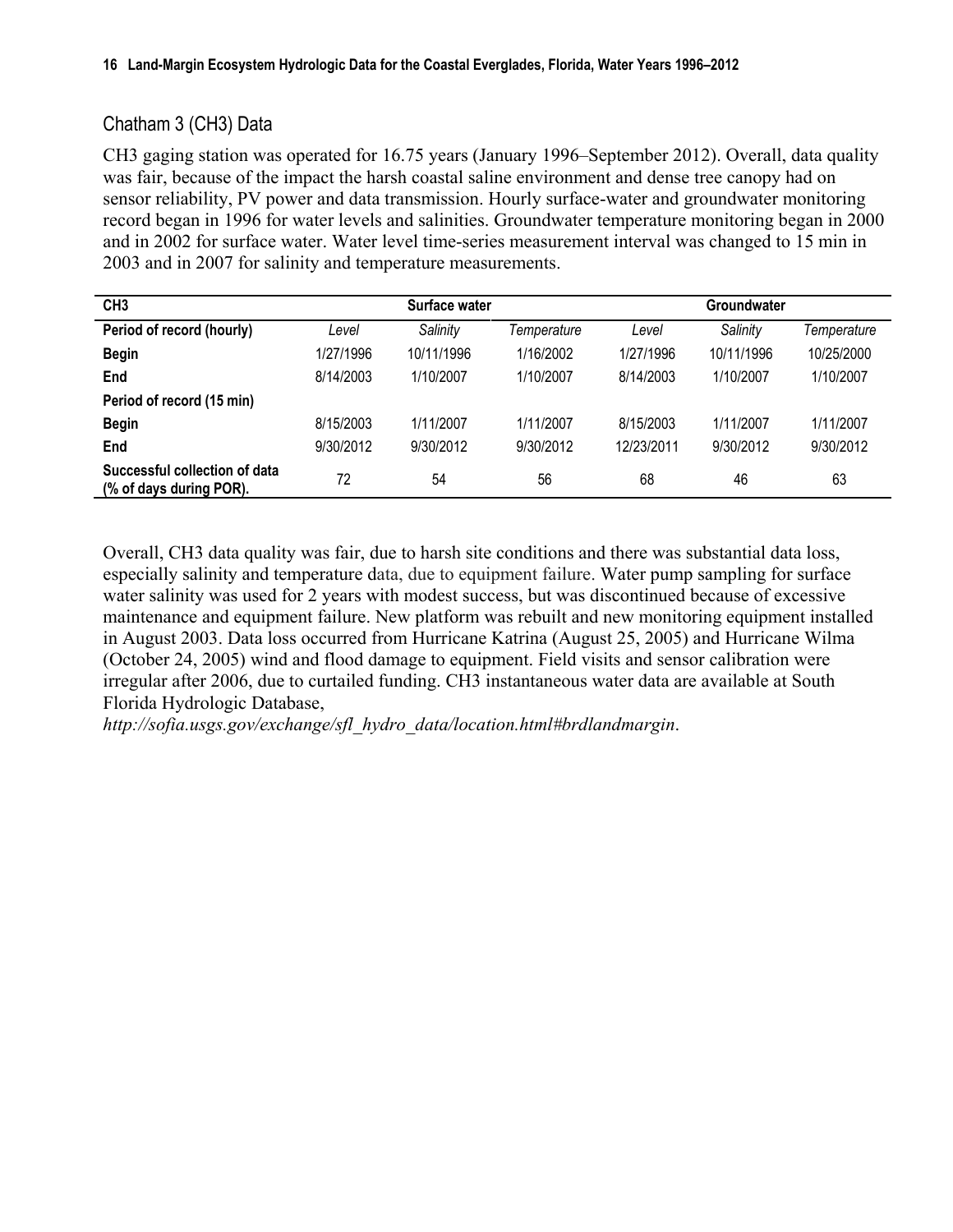## Chatham 3 (CH3) Data

CH3 gaging station was operated for 16.75 years (January 1996–September 2012). Overall, data quality was fair, because of the impact the harsh coastal saline environment and dense tree canopy had on sensor reliability, PV power and data transmission. Hourly surface-water and groundwater monitoring record began in 1996 for water levels and salinities. Groundwater temperature monitoring began in 2000 and in 2002 for surface water. Water level time-series measurement interval was changed to 15 min in 2003 and in 2007 for salinity and temperature measurements.

| CH3 | Surface water | | | Groundwater | | |
|---|---|---|---|---|---|---|
| **Period of record (hourly)** | *Level* | *Salinity* | *Temperature* | *Level* | *Salinity* | *Temperature* |
| **Begin** | 1/27/1996 | 10/11/1996 | 1/16/2002 | 1/27/1996 | 10/11/1996 | 10/25/2000 |
| **End** | 8/14/2003 | 1/10/2007 | 1/10/2007 | 8/14/2003 | 1/10/2007 | 1/10/2007 |
| **Period of record (15 min)** | | | | | | |
| **Begin** | 8/15/2003 | 1/11/2007 | 1/11/2007 | 8/15/2003 | 1/11/2007 | 1/11/2007 |
| **End** | 9/30/2012 | 9/30/2012 | 9/30/2012 | 12/23/2011 | 9/30/2012 | 9/30/2012 |
| **Successful collection of data (% of days during POR).** | 72 | 54 | 56 | 68 | 46 | 63 |

Overall, CH3 data quality was fair, due to harsh site conditions and there was substantial data loss, especially salinity and temperature data, due to equipment failure. Water pump sampling for surface water salinity was used for 2 years with modest success, but was discontinued because of excessive maintenance and equipment failure. New platform was rebuilt and new monitoring equipment installed in August 2003. Data loss occurred from Hurricane Katrina (August 25, 2005) and Hurricane Wilma (October 24, 2005) wind and flood damage to equipment. Field visits and sensor calibration were irregular after 2006, due to curtailed funding. CH3 instantaneous water data are available at South Florida Hydrologic Database, *http://sofia.usgs.gov/exchange/sfl_hydro_data/location.html#brdlandmargin*.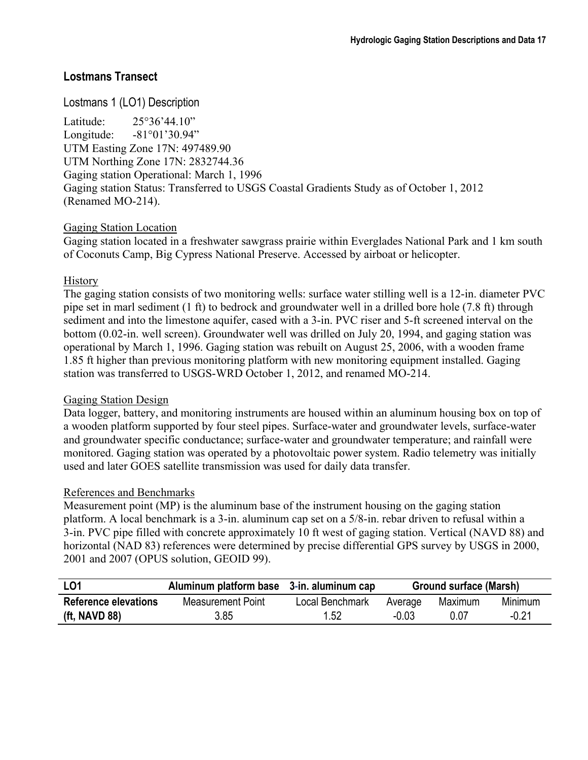## Lostmans Transect

### Lostmans 1 (LO1) Description

Latitude: 25°36’44.10”
Longitude: -81°01’30.94”
UTM Easting Zone 17N: 497489.90
UTM Northing Zone 17N: 2832744.36
Gaging station Operational: March 1, 1996
Gaging station Status: Transferred to USGS Coastal Gradients Study as of October 1, 2012 (Renamed MO-214).

Gaging Station Location
Gaging station located in a freshwater sawgrass prairie within Everglades National Park and 1 km south of Coconuts Camp, Big Cypress National Preserve. Accessed by airboat or helicopter.

History
The gaging station consists of two monitoring wells: surface water stilling well is a 12-in. diameter PVC pipe set in marl sediment (1 ft) to bedrock and groundwater well in a drilled bore hole (7.8 ft) through sediment and into the limestone aquifer, cased with a 3-in. PVC riser and 5-ft screened interval on the bottom (0.02-in. well screen). Groundwater well was drilled on July 20, 1994, and gaging station was operational by March 1, 1996. Gaging station was rebuilt on August 25, 2006, with a wooden frame 1.85 ft higher than previous monitoring platform with new monitoring equipment installed. Gaging station was transferred to USGS-WRD October 1, 2012, and renamed MO-214.

Gaging Station Design
Data logger, battery, and monitoring instruments are housed within an aluminum housing box on top of a wooden platform supported by four steel pipes. Surface-water and groundwater levels, surface-water and groundwater specific conductance; surface-water and groundwater temperature; and rainfall were monitored. Gaging station was operated by a photovoltaic power system. Radio telemetry was initially used and later GOES satellite transmission was used for daily data transfer.

References and Benchmarks
Measurement point (MP) is the aluminum base of the instrument housing on the gaging station platform. A local benchmark is a 3-in. aluminum cap set on a 5/8-in. rebar driven to refusal within a 3-in. PVC pipe filled with concrete approximately 10 ft west of gaging station. Vertical (NAVD 88) and horizontal (NAD 83) references were determined by precise differential GPS survey by USGS in 2000, 2001 and 2007 (OPUS solution, GEOID 99).

| LO1 | Aluminum platform base | 3-in. aluminum cap | Ground surface (Marsh) | | |
|---|---|---|---|---|---|
| Reference elevations (ft, NAVD 88) | Measurement Point | Local Benchmark | Average | Maximum | Minimum |
| | 3.85 | 1.52 | -0.03 | 0.07 | -0.21 |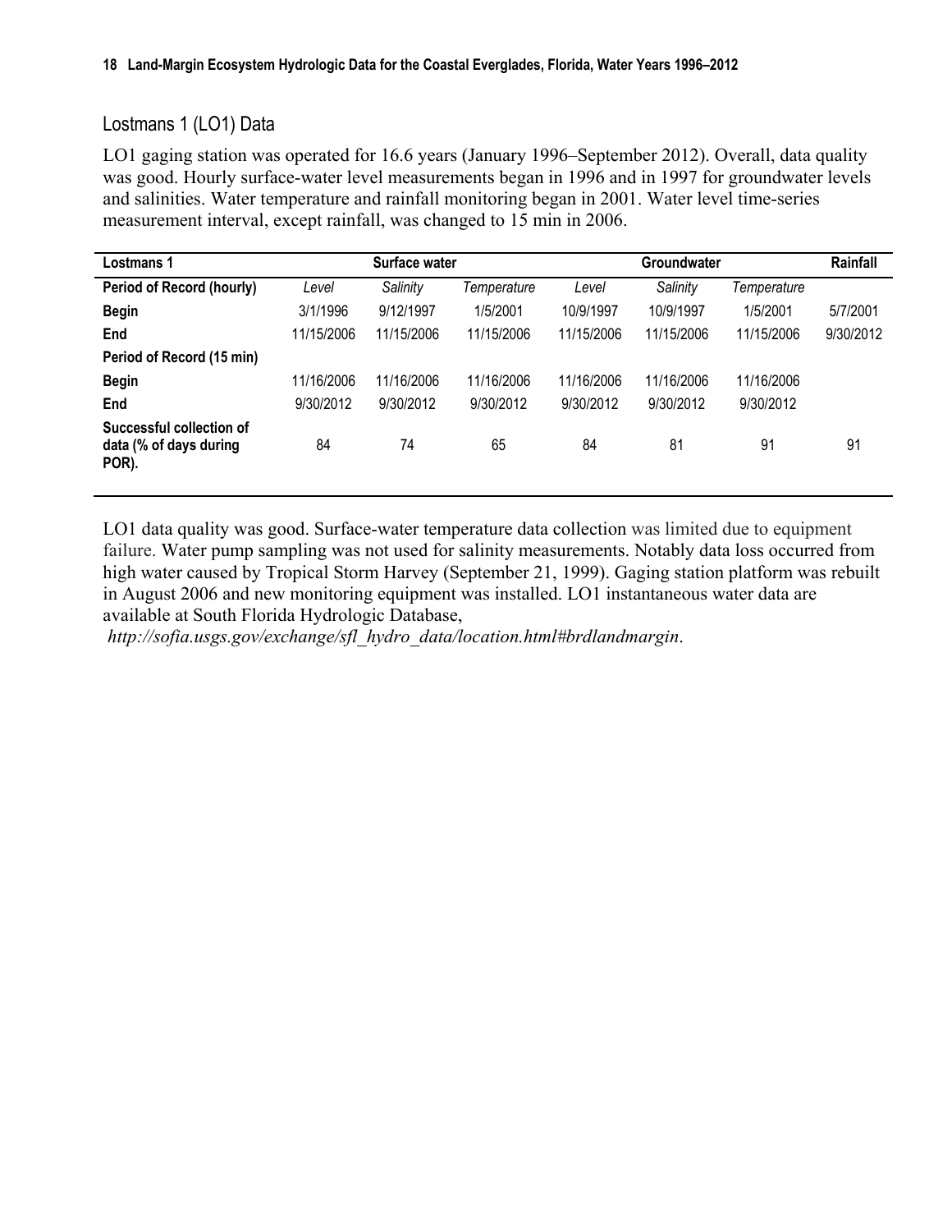## Lostmans 1 (LO1) Data

LO1 gaging station was operated for 16.6 years (January 1996–September 2012). Overall, data quality was good. Hourly surface-water level measurements began in 1996 and in 1997 for groundwater levels and salinities. Water temperature and rainfall monitoring began in 2001. Water level time-series measurement interval, except rainfall, was changed to 15 min in 2006.

| **Lostmans 1** | **Surface water** | | | **Groundwater** | | | **Rainfall** |
|---|---|---|---|---|---|---|---|
| **Period of Record (hourly)** | *Level* | *Salinity* | *Temperature* | *Level* | *Salinity* | *Temperature* | |
| **Begin** | 3/1/1996 | 9/12/1997 | 1/5/2001 | 10/9/1997 | 10/9/1997 | 1/5/2001 | 5/7/2001 |
| **End** | 11/15/2006 | 11/15/2006 | 11/15/2006 | 11/15/2006 | 11/15/2006 | 11/15/2006 | 9/30/2012 |
| **Period of Record (15 min)** | | | | | | | |
| **Begin** | 11/16/2006 | 11/16/2006 | 11/16/2006 | 11/16/2006 | 11/16/2006 | 11/16/2006 | |
| **End** | 9/30/2012 | 9/30/2012 | 9/30/2012 | 9/30/2012 | 9/30/2012 | 9/30/2012 | |
| **Successful collection of data (% of days during POR).** | 84 | 74 | 65 | 84 | 81 | 91 | 91 |

LO1 data quality was good. Surface-water temperature data collection was limited due to equipment failure. Water pump sampling was not used for salinity measurements. Notably data loss occurred from high water caused by Tropical Storm Harvey (September 21, 1999). Gaging station platform was rebuilt in August 2006 and new monitoring equipment was installed. LO1 instantaneous water data are available at South Florida Hydrologic Database, *http://sofia.usgs.gov/exchange/sfl_hydro_data/location.html#brdlandmargin*.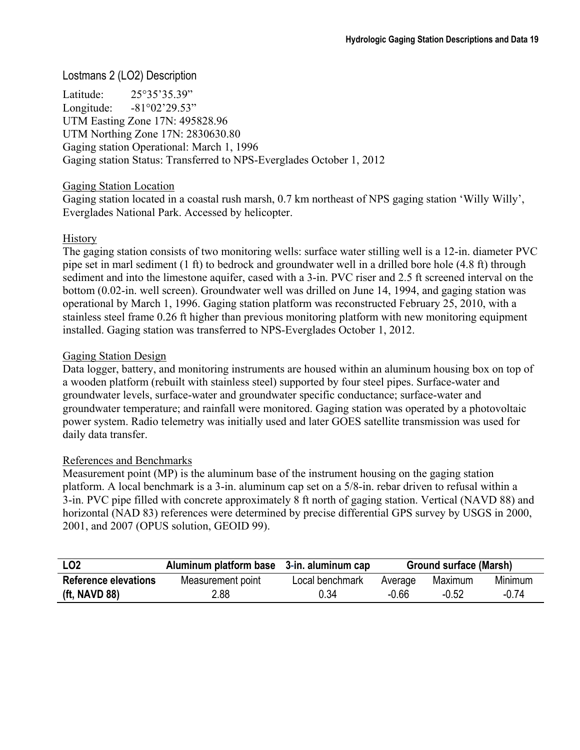## Lostmans 2 (LO2) Description

Latitude: 25°35'35.39"
Longitude: -81°02'29.53"
UTM Easting Zone 17N: 495828.96
UTM Northing Zone 17N: 2830630.80
Gaging station Operational: March 1, 1996
Gaging station Status: Transferred to NPS-Everglades October 1, 2012

### Gaging Station Location

Gaging station located in a coastal rush marsh, 0.7 km northeast of NPS gaging station 'Willy Willy', Everglades National Park. Accessed by helicopter.

### History

The gaging station consists of two monitoring wells: surface water stilling well is a 12-in. diameter PVC pipe set in marl sediment (1 ft) to bedrock and groundwater well in a drilled bore hole (4.8 ft) through sediment and into the limestone aquifer, cased with a 3-in. PVC riser and 2.5 ft screened interval on the bottom (0.02-in. well screen). Groundwater well was drilled on June 14, 1994, and gaging station was operational by March 1, 1996. Gaging station platform was reconstructed February 25, 2010, with a stainless steel frame 0.26 ft higher than previous monitoring platform with new monitoring equipment installed. Gaging station was transferred to NPS-Everglades October 1, 2012.

### Gaging Station Design

Data logger, battery, and monitoring instruments are housed within an aluminum housing box on top of a wooden platform (rebuilt with stainless steel) supported by four steel pipes. Surface-water and groundwater levels, surface-water and groundwater specific conductance; surface-water and groundwater temperature; and rainfall were monitored. Gaging station was operated by a photovoltaic power system. Radio telemetry was initially used and later GOES satellite transmission was used for daily data transfer.

### References and Benchmarks

Measurement point (MP) is the aluminum base of the instrument housing on the gaging station platform. A local benchmark is a 3-in. aluminum cap set on a 5/8-in. rebar driven to refusal within a 3-in. PVC pipe filled with concrete approximately 8 ft north of gaging station. Vertical (NAVD 88) and horizontal (NAD 83) references were determined by precise differential GPS survey by USGS in 2000, 2001, and 2007 (OPUS solution, GEOID 99).

| LO2 | Aluminum platform base | 3-in. aluminum cap | Ground surface (Marsh) | | |
|---|---|---|---|---|---|
| **Reference elevations** | Measurement point | Local benchmark | Average | Maximum | Minimum |
| **(ft, NAVD 88)** | 2.88 | 0.34 | -0.66 | -0.52 | -0.74 |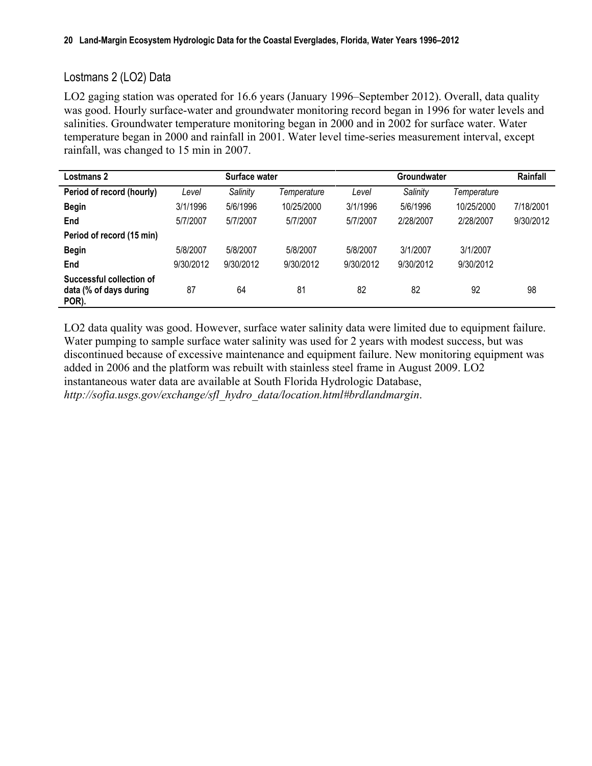## Lostmans 2 (LO2) Data

LO2 gaging station was operated for 16.6 years (January 1996–September 2012). Overall, data quality was good. Hourly surface-water and groundwater monitoring record began in 1996 for water levels and salinities. Groundwater temperature monitoring began in 2000 and in 2002 for surface water. Water temperature began in 2000 and rainfall in 2001. Water level time-series measurement interval, except rainfall, was changed to 15 min in 2007.

| **Lostmans 2** | **Surface water** | | | **Groundwater** | | | **Rainfall** |
|---|---|---|---|---|---|---|---|
| **Period of record (hourly)** | *Level* | *Salinity* | *Temperature* | *Level* | *Salinity* | *Temperature* | |
| **Begin** | 3/1/1996 | 5/6/1996 | 10/25/2000 | 3/1/1996 | 5/6/1996 | 10/25/2000 | 7/18/2001 |
| **End** | 5/7/2007 | 5/7/2007 | 5/7/2007 | 5/7/2007 | 2/28/2007 | 2/28/2007 | 9/30/2012 |
| **Period of record (15 min)** | | | | | | | |
| **Begin** | 5/8/2007 | 5/8/2007 | 5/8/2007 | 5/8/2007 | 3/1/2007 | 3/1/2007 | |
| **End** | 9/30/2012 | 9/30/2012 | 9/30/2012 | 9/30/2012 | 9/30/2012 | 9/30/2012 | |
| **Successful collection of data (% of days during POR).** | 87 | 64 | 81 | 82 | 82 | 92 | 98 |

LO2 data quality was good. However, surface water salinity data were limited due to equipment failure. Water pumping to sample surface water salinity was used for 2 years with modest success, but was discontinued because of excessive maintenance and equipment failure. New monitoring equipment was added in 2006 and the platform was rebuilt with stainless steel frame in August 2009. LO2 instantaneous water data are available at South Florida Hydrologic Database, *http://sofia.usgs.gov/exchange/sfl_hydro_data/location.html#brdlandmargin*.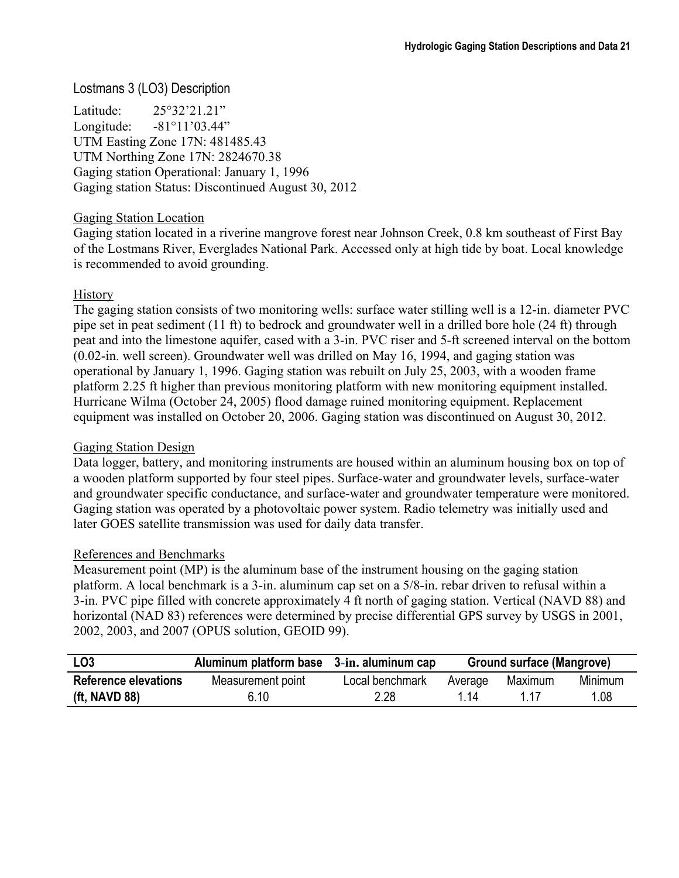## Lostmans 3 (LO3) Description

Latitude: 25°32'21.21"
Longitude: -81°11'03.44"
UTM Easting Zone 17N: 481485.43
UTM Northing Zone 17N: 2824670.38
Gaging station Operational: January 1, 1996
Gaging station Status: Discontinued August 30, 2012

### Gaging Station Location

Gaging station located in a riverine mangrove forest near Johnson Creek, 0.8 km southeast of First Bay of the Lostmans River, Everglades National Park. Accessed only at high tide by boat. Local knowledge is recommended to avoid grounding.

### History

The gaging station consists of two monitoring wells: surface water stilling well is a 12-in. diameter PVC pipe set in peat sediment (11 ft) to bedrock and groundwater well in a drilled bore hole (24 ft) through peat and into the limestone aquifer, cased with a 3-in. PVC riser and 5-ft screened interval on the bottom (0.02-in. well screen). Groundwater well was drilled on May 16, 1994, and gaging station was operational by January 1, 1996. Gaging station was rebuilt on July 25, 2003, with a wooden frame platform 2.25 ft higher than previous monitoring platform with new monitoring equipment installed. Hurricane Wilma (October 24, 2005) flood damage ruined monitoring equipment. Replacement equipment was installed on October 20, 2006. Gaging station was discontinued on August 30, 2012.

### Gaging Station Design

Data logger, battery, and monitoring instruments are housed within an aluminum housing box on top of a wooden platform supported by four steel pipes. Surface-water and groundwater levels, surface-water and groundwater specific conductance, and surface-water and groundwater temperature were monitored. Gaging station was operated by a photovoltaic power system. Radio telemetry was initially used and later GOES satellite transmission was used for daily data transfer.

### References and Benchmarks

Measurement point (MP) is the aluminum base of the instrument housing on the gaging station platform. A local benchmark is a 3-in. aluminum cap set on a 5/8-in. rebar driven to refusal within a 3-in. PVC pipe filled with concrete approximately 4 ft north of gaging station. Vertical (NAVD 88) and horizontal (NAD 83) references were determined by precise differential GPS survey by USGS in 2001, 2002, 2003, and 2007 (OPUS solution, GEOID 99).

| **LO3** | **Aluminum platform base** | **3-in. aluminum cap** | **Ground surface (Mangrove)** | | |
|---|---|---|---|---|---|
| **Reference elevations** | Measurement point | Local benchmark | Average | Maximum | Minimum |
| **(ft, NAVD 88)** | 6.10 | 2.28 | 1.14 | 1.17 | 1.08 |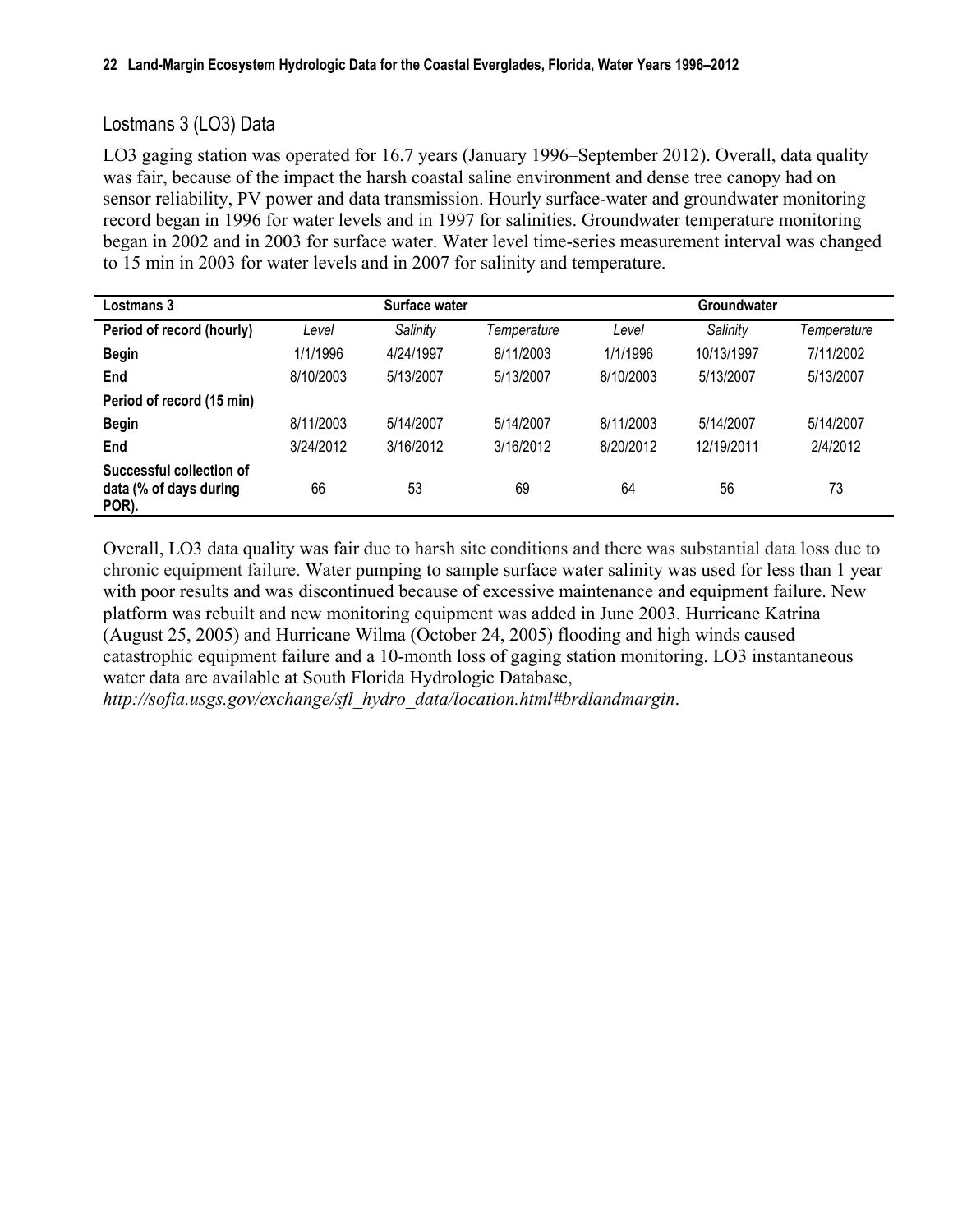## Lostmans 3 (LO3) Data

LO3 gaging station was operated for 16.7 years (January 1996–September 2012). Overall, data quality was fair, because of the impact the harsh coastal saline environment and dense tree canopy had on sensor reliability, PV power and data transmission. Hourly surface-water and groundwater monitoring record began in 1996 for water levels and in 1997 for salinities. Groundwater temperature monitoring began in 2002 and in 2003 for surface water. Water level time-series measurement interval was changed to 15 min in 2003 for water levels and in 2007 for salinity and temperature.

| Lostmans 3 | Surface water | | | Groundwater | | |
|---|---|---|---|---|---|---|
| **Period of record (hourly)** | *Level* | *Salinity* | *Temperature* | *Level* | *Salinity* | *Temperature* |
| **Begin** | 1/1/1996 | 4/24/1997 | 8/11/2003 | 1/1/1996 | 10/13/1997 | 7/11/2002 |
| **End** | 8/10/2003 | 5/13/2007 | 5/13/2007 | 8/10/2003 | 5/13/2007 | 5/13/2007 |
| **Period of record (15 min)** | | | | | | |
| **Begin** | 8/11/2003 | 5/14/2007 | 5/14/2007 | 8/11/2003 | 5/14/2007 | 5/14/2007 |
| **End** | 3/24/2012 | 3/16/2012 | 3/16/2012 | 8/20/2012 | 12/19/2011 | 2/4/2012 |
| **Successful collection of data (% of days during POR).** | 66 | 53 | 69 | 64 | 56 | 73 |

Overall, LO3 data quality was fair due to harsh site conditions and there was substantial data loss due to chronic equipment failure. Water pumping to sample surface water salinity was used for less than 1 year with poor results and was discontinued because of excessive maintenance and equipment failure. New platform was rebuilt and new monitoring equipment was added in June 2003. Hurricane Katrina (August 25, 2005) and Hurricane Wilma (October 24, 2005) flooding and high winds caused catastrophic equipment failure and a 10-month loss of gaging station monitoring. LO3 instantaneous water data are available at South Florida Hydrologic Database, *http://sofia.usgs.gov/exchange/sfl_hydro_data/location.html#brdlandmargin*.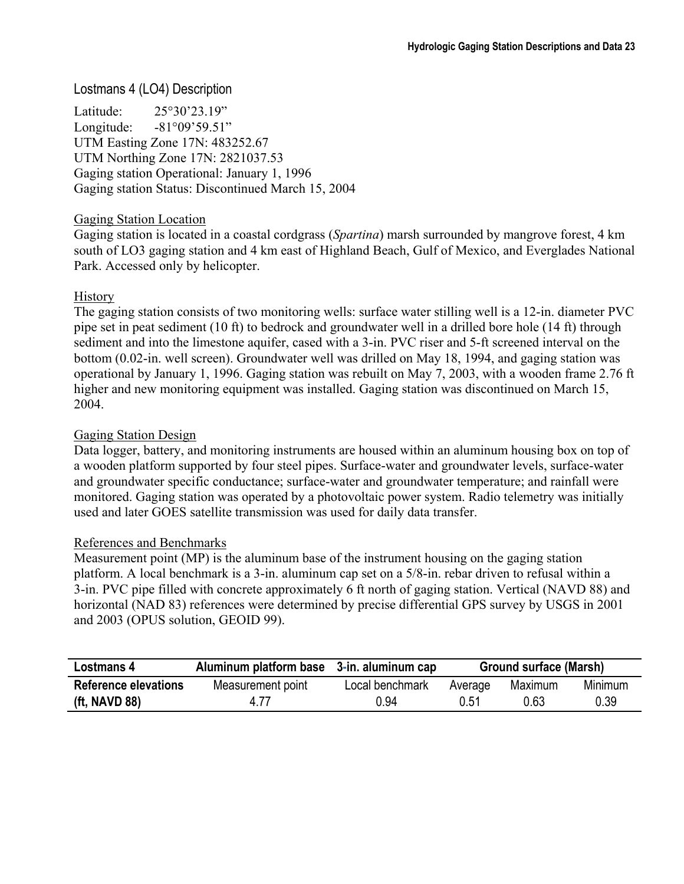## Lostmans 4 (LO4) Description

Latitude: 25°30'23.19"
Longitude: -81°09'59.51"
UTM Easting Zone 17N: 483252.67
UTM Northing Zone 17N: 2821037.53
Gaging station Operational: January 1, 1996
Gaging station Status: Discontinued March 15, 2004

### Gaging Station Location

Gaging station is located in a coastal cordgrass (*Spartina*) marsh surrounded by mangrove forest, 4 km south of LO3 gaging station and 4 km east of Highland Beach, Gulf of Mexico, and Everglades National Park. Accessed only by helicopter.

### History

The gaging station consists of two monitoring wells: surface water stilling well is a 12-in. diameter PVC pipe set in peat sediment (10 ft) to bedrock and groundwater well in a drilled bore hole (14 ft) through sediment and into the limestone aquifer, cased with a 3-in. PVC riser and 5-ft screened interval on the bottom (0.02-in. well screen). Groundwater well was drilled on May 18, 1994, and gaging station was operational by January 1, 1996. Gaging station was rebuilt on May 7, 2003, with a wooden frame 2.76 ft higher and new monitoring equipment was installed. Gaging station was discontinued on March 15, 2004.

### Gaging Station Design

Data logger, battery, and monitoring instruments are housed within an aluminum housing box on top of a wooden platform supported by four steel pipes. Surface-water and groundwater levels, surface-water and groundwater specific conductance; surface-water and groundwater temperature; and rainfall were monitored. Gaging station was operated by a photovoltaic power system. Radio telemetry was initially used and later GOES satellite transmission was used for daily data transfer.

### References and Benchmarks

Measurement point (MP) is the aluminum base of the instrument housing on the gaging station platform. A local benchmark is a 3-in. aluminum cap set on a 5/8-in. rebar driven to refusal within a 3-in. PVC pipe filled with concrete approximately 6 ft north of gaging station. Vertical (NAVD 88) and horizontal (NAD 83) references were determined by precise differential GPS survey by USGS in 2001 and 2003 (OPUS solution, GEOID 99).

| **Lostmans 4** | **Aluminum platform base** | **3-in. aluminum cap** | **Ground surface (Marsh)** | | |
|---|---|---|---|---|---|
| **Reference elevations** | Measurement point | Local benchmark | Average | Maximum | Minimum |
| **(ft, NAVD 88)** | 4.77 | 0.94 | 0.51 | 0.63 | 0.39 |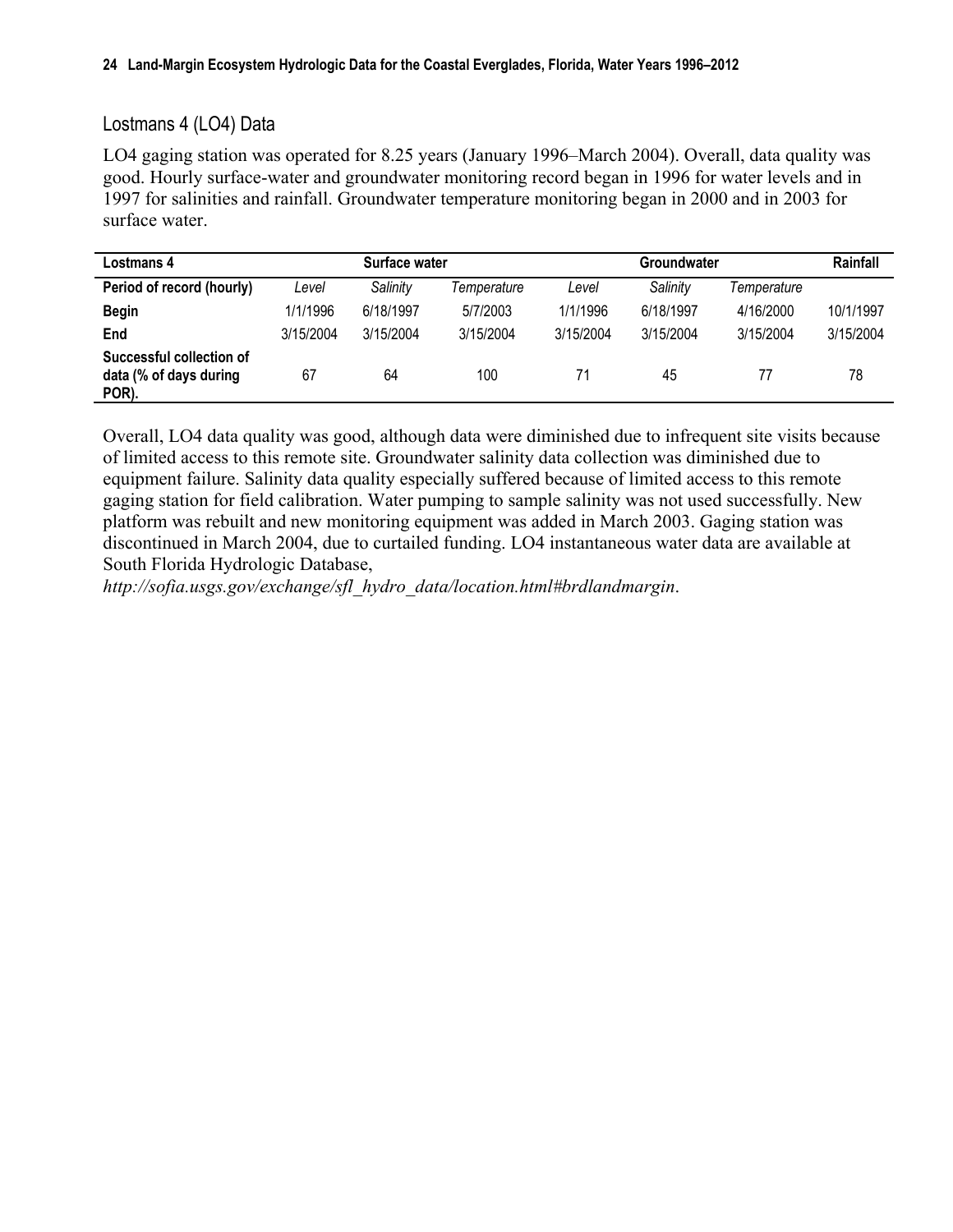## Lostmans 4 (LO4) Data

LO4 gaging station was operated for 8.25 years (January 1996–March 2004). Overall, data quality was good. Hourly surface-water and groundwater monitoring record began in 1996 for water levels and in 1997 for salinities and rainfall. Groundwater temperature monitoring began in 2000 and in 2003 for surface water.

| **Lostmans 4** | **Surface water** | | | **Groundwater** | | | **Rainfall** |
|---|---|---|---|---|---|---|---|
| **Period of record (hourly)** | *Level* | *Salinity* | *Temperature* | *Level* | *Salinity* | *Temperature* | |
| **Begin** | 1/1/1996 | 6/18/1997 | 5/7/2003 | 1/1/1996 | 6/18/1997 | 4/16/2000 | 10/1/1997 |
| **End** | 3/15/2004 | 3/15/2004 | 3/15/2004 | 3/15/2004 | 3/15/2004 | 3/15/2004 | 3/15/2004 |
| **Successful collection of data (% of days during POR).** | 67 | 64 | 100 | 71 | 45 | 77 | 78 |

Overall, LO4 data quality was good, although data were diminished due to infrequent site visits because of limited access to this remote site. Groundwater salinity data collection was diminished due to equipment failure. Salinity data quality especially suffered because of limited access to this remote gaging station for field calibration. Water pumping to sample salinity was not used successfully. New platform was rebuilt and new monitoring equipment was added in March 2003. Gaging station was discontinued in March 2004, due to curtailed funding. LO4 instantaneous water data are available at South Florida Hydrologic Database, *http://sofia.usgs.gov/exchange/sfl_hydro_data/location.html#brdlandmargin*.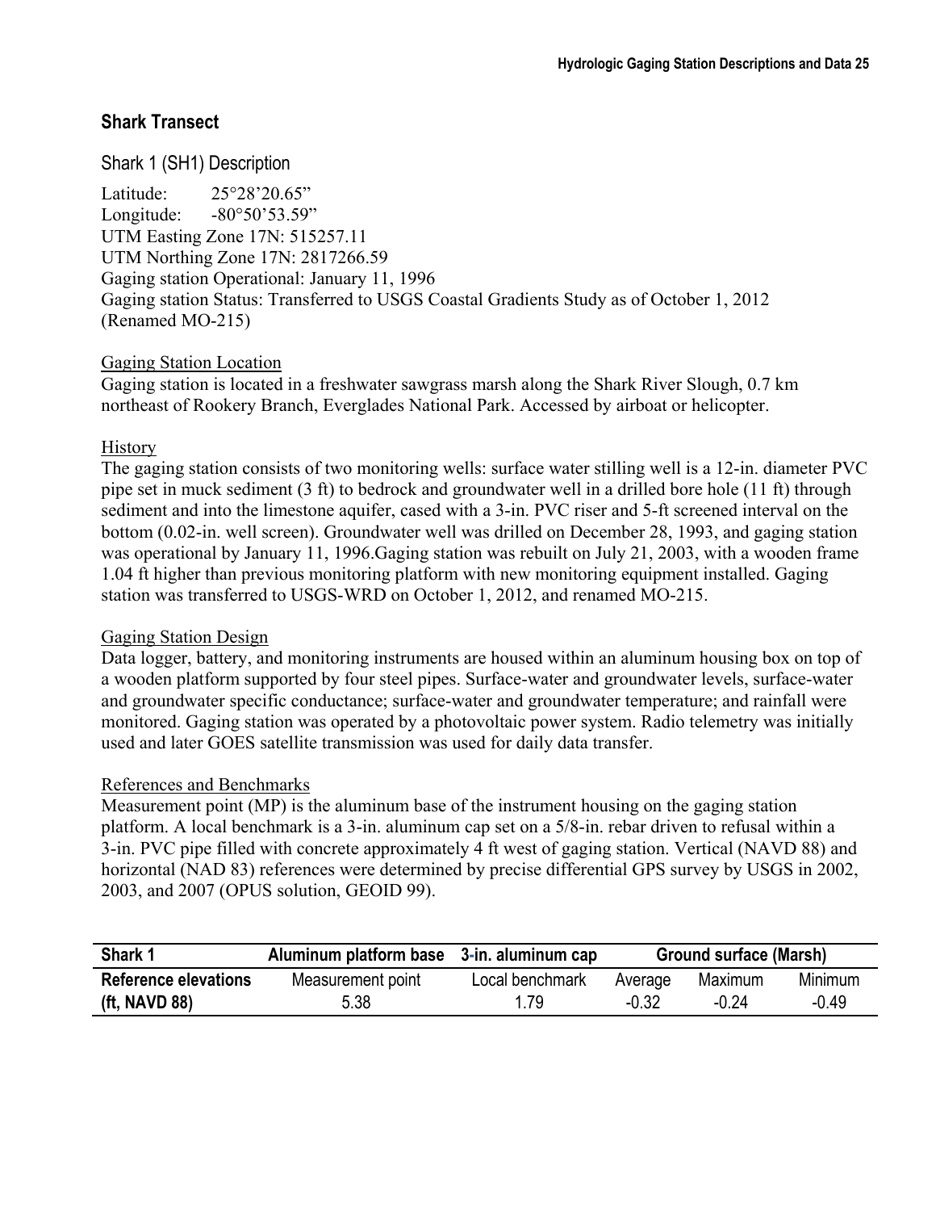## Shark Transect

### Shark 1 (SH1) Description

Latitude: 25°28'20.65"
Longitude: -80°50'53.59"
UTM Easting Zone 17N: 515257.11
UTM Northing Zone 17N: 2817266.59
Gaging station Operational: January 11, 1996
Gaging station Status: Transferred to USGS Coastal Gradients Study as of October 1, 2012 (Renamed MO-215)

Gaging Station Location

Gaging station is located in a freshwater sawgrass marsh along the Shark River Slough, 0.7 km northeast of Rookery Branch, Everglades National Park. Accessed by airboat or helicopter.

History

The gaging station consists of two monitoring wells: surface water stilling well is a 12-in. diameter PVC pipe set in muck sediment (3 ft) to bedrock and groundwater well in a drilled bore hole (11 ft) through sediment and into the limestone aquifer, cased with a 3-in. PVC riser and 5-ft screened interval on the bottom (0.02-in. well screen). Groundwater well was drilled on December 28, 1993, and gaging station was operational by January 11, 1996.Gaging station was rebuilt on July 21, 2003, with a wooden frame 1.04 ft higher than previous monitoring platform with new monitoring equipment installed. Gaging station was transferred to USGS-WRD on October 1, 2012, and renamed MO-215.

Gaging Station Design

Data logger, battery, and monitoring instruments are housed within an aluminum housing box on top of a wooden platform supported by four steel pipes. Surface-water and groundwater levels, surface-water and groundwater specific conductance; surface-water and groundwater temperature; and rainfall were monitored. Gaging station was operated by a photovoltaic power system. Radio telemetry was initially used and later GOES satellite transmission was used for daily data transfer.

References and Benchmarks

Measurement point (MP) is the aluminum base of the instrument housing on the gaging station platform. A local benchmark is a 3-in. aluminum cap set on a 5/8-in. rebar driven to refusal within a 3-in. PVC pipe filled with concrete approximately 4 ft west of gaging station. Vertical (NAVD 88) and horizontal (NAD 83) references were determined by precise differential GPS survey by USGS in 2002, 2003, and 2007 (OPUS solution, GEOID 99).

| **Shark 1** | **Aluminum platform base** | **3-in. aluminum cap** | **Ground surface (Marsh)** | | |
|---|---|---|---|---|---|
| **Reference elevations** | Measurement point | Local benchmark | Average | Maximum | Minimum |
| **(ft, NAVD 88)** | 5.38 | 1.79 | -0.32 | -0.24 | -0.49 |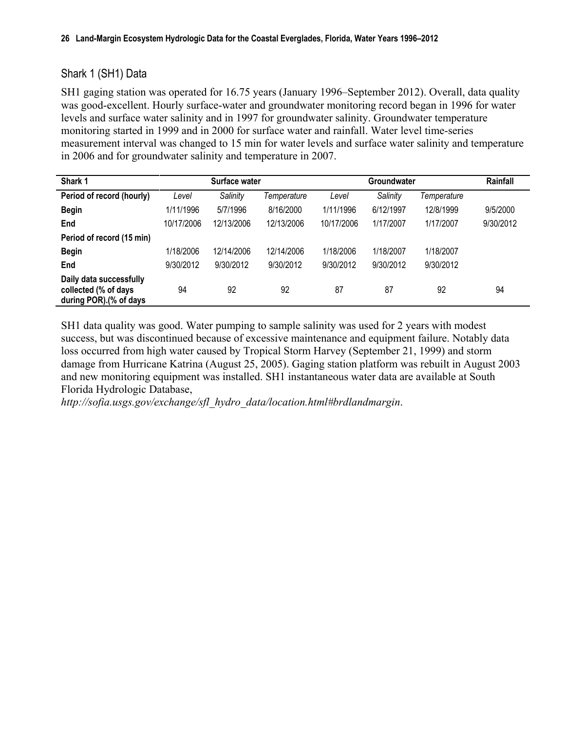## Shark 1 (SH1) Data

SH1 gaging station was operated for 16.75 years (January 1996–September 2012). Overall, data quality was good-excellent. Hourly surface-water and groundwater monitoring record began in 1996 for water levels and surface water salinity and in 1997 for groundwater salinity. Groundwater temperature monitoring started in 1999 and in 2000 for surface water and rainfall. Water level time-series measurement interval was changed to 15 min for water levels and surface water salinity and temperature in 2006 and for groundwater salinity and temperature in 2007.

| Shark 1 | Surface water | | | Groundwater | | | Rainfall |
|---|---|---|---|---|---|---|---|
| **Period of record (hourly)** | *Level* | *Salinity* | *Temperature* | *Level* | *Salinity* | *Temperature* | |
| **Begin** | 1/11/1996 | 5/7/1996 | 8/16/2000 | 1/11/1996 | 6/12/1997 | 12/8/1999 | 9/5/2000 |
| **End** | 10/17/2006 | 12/13/2006 | 12/13/2006 | 10/17/2006 | 1/17/2007 | 1/17/2007 | 9/30/2012 |
| **Period of record (15 min)** | | | | | | | |
| **Begin** | 1/18/2006 | 12/14/2006 | 12/14/2006 | 1/18/2006 | 1/18/2007 | 1/18/2007 | |
| **End** | 9/30/2012 | 9/30/2012 | 9/30/2012 | 9/30/2012 | 9/30/2012 | 9/30/2012 | |
| **Daily data successfully collected (% of days during POR).(% of days** | 94 | 92 | 92 | 87 | 87 | 92 | 94 |

SH1 data quality was good. Water pumping to sample salinity was used for 2 years with modest success, but was discontinued because of excessive maintenance and equipment failure. Notably data loss occurred from high water caused by Tropical Storm Harvey (September 21, 1999) and storm damage from Hurricane Katrina (August 25, 2005). Gaging station platform was rebuilt in August 2003 and new monitoring equipment was installed. SH1 instantaneous water data are available at South Florida Hydrologic Database, *http://sofia.usgs.gov/exchange/sfl_hydro_data/location.html#brdlandmargin*.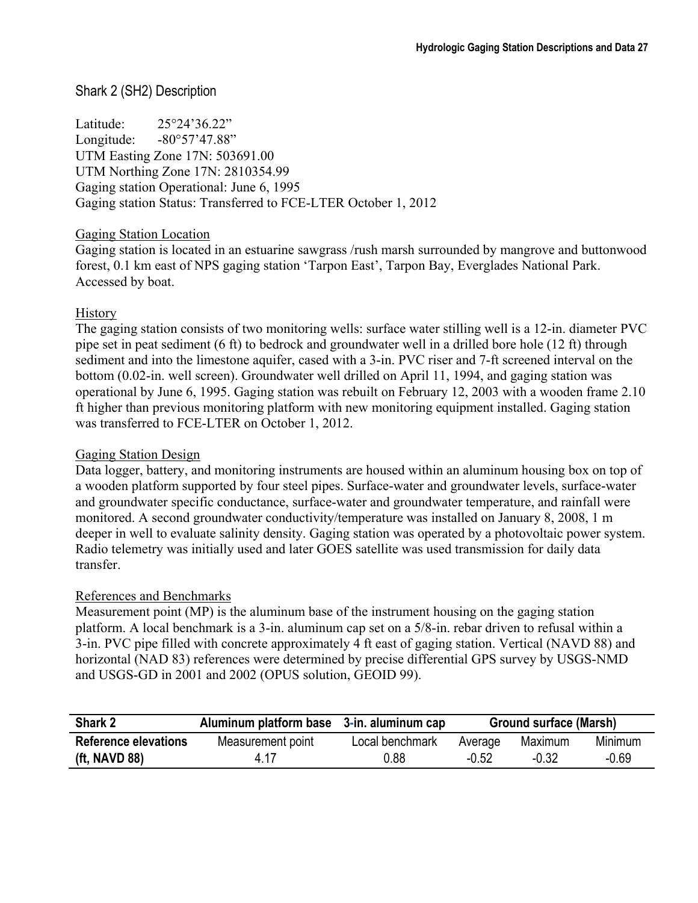## Shark 2 (SH2) Description

Latitude: 25°24'36.22"
Longitude: -80°57'47.88"
UTM Easting Zone 17N: 503691.00
UTM Northing Zone 17N: 2810354.99
Gaging station Operational: June 6, 1995
Gaging station Status: Transferred to FCE-LTER October 1, 2012

### Gaging Station Location

Gaging station is located in an estuarine sawgrass /rush marsh surrounded by mangrove and buttonwood forest, 0.1 km east of NPS gaging station 'Tarpon East', Tarpon Bay, Everglades National Park. Accessed by boat.

### History

The gaging station consists of two monitoring wells: surface water stilling well is a 12-in. diameter PVC pipe set in peat sediment (6 ft) to bedrock and groundwater well in a drilled bore hole (12 ft) through sediment and into the limestone aquifer, cased with a 3-in. PVC riser and 7-ft screened interval on the bottom (0.02-in. well screen). Groundwater well drilled on April 11, 1994, and gaging station was operational by June 6, 1995. Gaging station was rebuilt on February 12, 2003 with a wooden frame 2.10 ft higher than previous monitoring platform with new monitoring equipment installed. Gaging station was transferred to FCE-LTER on October 1, 2012.

### Gaging Station Design

Data logger, battery, and monitoring instruments are housed within an aluminum housing box on top of a wooden platform supported by four steel pipes. Surface-water and groundwater levels, surface-water and groundwater specific conductance, surface-water and groundwater temperature, and rainfall were monitored. A second groundwater conductivity/temperature was installed on January 8, 2008, 1 m deeper in well to evaluate salinity density. Gaging station was operated by a photovoltaic power system. Radio telemetry was initially used and later GOES satellite was used transmission for daily data transfer.

### References and Benchmarks

Measurement point (MP) is the aluminum base of the instrument housing on the gaging station platform. A local benchmark is a 3-in. aluminum cap set on a 5/8-in. rebar driven to refusal within a 3-in. PVC pipe filled with concrete approximately 4 ft east of gaging station. Vertical (NAVD 88) and horizontal (NAD 83) references were determined by precise differential GPS survey by USGS-NMD and USGS-GD in 2001 and 2002 (OPUS solution, GEOID 99).

| **Shark 2** | **Aluminum platform base** | **3-in. aluminum cap** | **Ground surface (Marsh)** | | |
|---|---|---|---|---|---|
| **Reference elevations (ft, NAVD 88)** | Measurement point | Local benchmark | Average | Maximum | Minimum |
| | 4.17 | 0.88 | -0.52 | -0.32 | -0.69 |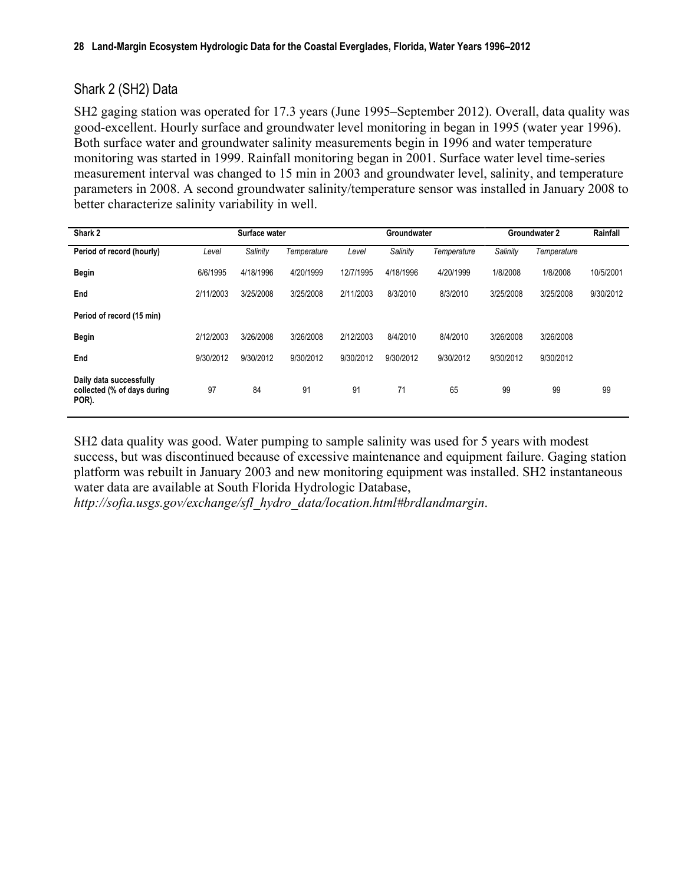## Shark 2 (SH2) Data

SH2 gaging station was operated for 17.3 years (June 1995–September 2012). Overall, data quality was good-excellent. Hourly surface and groundwater level monitoring in began in 1995 (water year 1996). Both surface water and groundwater salinity measurements begin in 1996 and water temperature monitoring was started in 1999. Rainfall monitoring began in 2001. Surface water level time-series measurement interval was changed to 15 min in 2003 and groundwater level, salinity, and temperature parameters in 2008. A second groundwater salinity/temperature sensor was installed in January 2008 to better characterize salinity variability in well.

| **Shark 2** | **Surface water** | | | **Groundwater** | | | **Groundwater 2** | | **Rainfall** |
|---|---|---|---|---|---|---|---|---|---|
| **Period of record (hourly)** | *Level* | *Salinity* | *Temperature* | *Level* | *Salinity* | *Temperature* | *Salinity* | *Temperature* | |
| **Begin** | 6/6/1995 | 4/18/1996 | 4/20/1999 | 12/7/1995 | 4/18/1996 | 4/20/1999 | 1/8/2008 | 1/8/2008 | 10/5/2001 |
| **End** | 2/11/2003 | 3/25/2008 | 3/25/2008 | 2/11/2003 | 8/3/2010 | 8/3/2010 | 3/25/2008 | 3/25/2008 | 9/30/2012 |
| **Period of record (15 min)** | | | | | | | | | |
| **Begin** | 2/12/2003 | 3/26/2008 | 3/26/2008 | 2/12/2003 | 8/4/2010 | 8/4/2010 | 3/26/2008 | 3/26/2008 | |
| **End** | 9/30/2012 | 9/30/2012 | 9/30/2012 | 9/30/2012 | 9/30/2012 | 9/30/2012 | 9/30/2012 | 9/30/2012 | |
| **Daily data successfully collected (% of days during POR).** | 97 | 84 | 91 | 91 | 71 | 65 | 99 | 99 | 99 |

SH2 data quality was good. Water pumping to sample salinity was used for 5 years with modest success, but was discontinued because of excessive maintenance and equipment failure. Gaging station platform was rebuilt in January 2003 and new monitoring equipment was installed. SH2 instantaneous water data are available at South Florida Hydrologic Database, *http://sofia.usgs.gov/exchange/sfl_hydro_data/location.html#brdlandmargin*.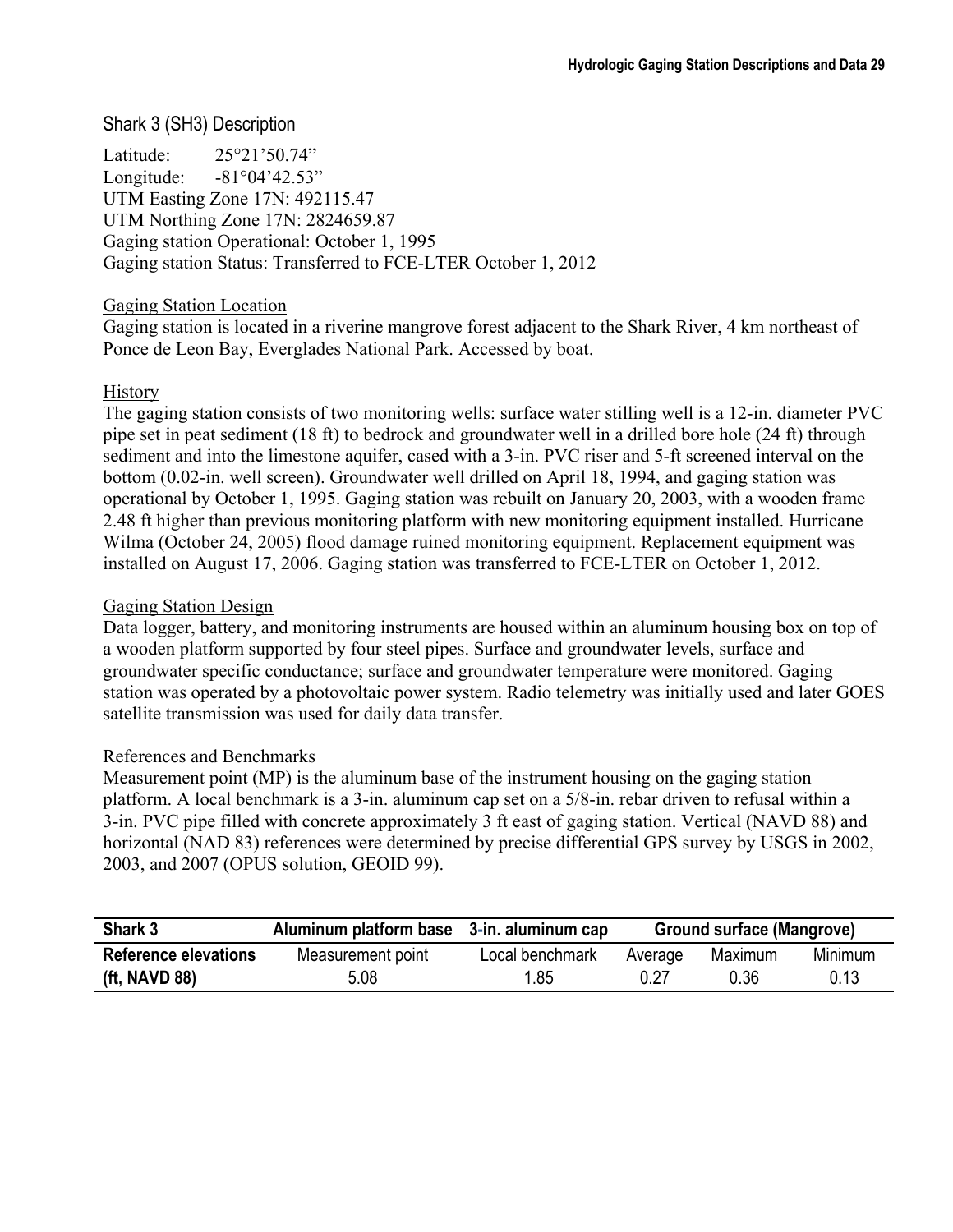## Shark 3 (SH3) Description

Latitude: 25°21'50.74"
Longitude: -81°04'42.53"
UTM Easting Zone 17N: 492115.47
UTM Northing Zone 17N: 2824659.87
Gaging station Operational: October 1, 1995
Gaging station Status: Transferred to FCE-LTER October 1, 2012

### Gaging Station Location

Gaging station is located in a riverine mangrove forest adjacent to the Shark River, 4 km northeast of Ponce de Leon Bay, Everglades National Park. Accessed by boat.

### History

The gaging station consists of two monitoring wells: surface water stilling well is a 12-in. diameter PVC pipe set in peat sediment (18 ft) to bedrock and groundwater well in a drilled bore hole (24 ft) through sediment and into the limestone aquifer, cased with a 3-in. PVC riser and 5-ft screened interval on the bottom (0.02-in. well screen). Groundwater well drilled on April 18, 1994, and gaging station was operational by October 1, 1995. Gaging station was rebuilt on January 20, 2003, with a wooden frame 2.48 ft higher than previous monitoring platform with new monitoring equipment installed. Hurricane Wilma (October 24, 2005) flood damage ruined monitoring equipment. Replacement equipment was installed on August 17, 2006. Gaging station was transferred to FCE-LTER on October 1, 2012.

### Gaging Station Design

Data logger, battery, and monitoring instruments are housed within an aluminum housing box on top of a wooden platform supported by four steel pipes. Surface and groundwater levels, surface and groundwater specific conductance; surface and groundwater temperature were monitored. Gaging station was operated by a photovoltaic power system. Radio telemetry was initially used and later GOES satellite transmission was used for daily data transfer.

### References and Benchmarks

Measurement point (MP) is the aluminum base of the instrument housing on the gaging station platform. A local benchmark is a 3-in. aluminum cap set on a 5/8-in. rebar driven to refusal within a 3-in. PVC pipe filled with concrete approximately 3 ft east of gaging station. Vertical (NAVD 88) and horizontal (NAD 83) references were determined by precise differential GPS survey by USGS in 2002, 2003, and 2007 (OPUS solution, GEOID 99).

| **Shark 3** | **Aluminum platform base** | **3-in. aluminum cap** | **Ground surface (Mangrove)** | | |
|---|---|---|---|---|---|
| **Reference elevations** | Measurement point | Local benchmark | Average | Maximum | Minimum |
| **(ft, NAVD 88)** | 5.08 | 1.85 | 0.27 | 0.36 | 0.13 |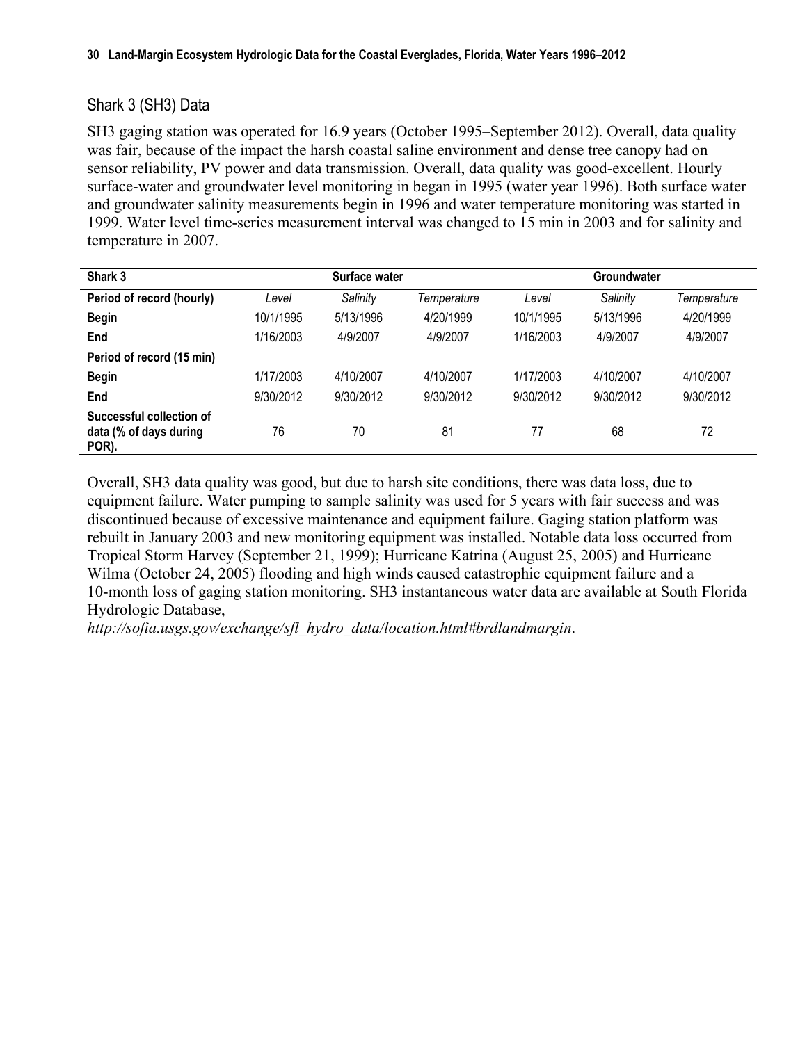## Shark 3 (SH3) Data

SH3 gaging station was operated for 16.9 years (October 1995–September 2012). Overall, data quality was fair, because of the impact the harsh coastal saline environment and dense tree canopy had on sensor reliability, PV power and data transmission. Overall, data quality was good-excellent. Hourly surface-water and groundwater level monitoring in began in 1995 (water year 1996). Both surface water and groundwater salinity measurements begin in 1996 and water temperature monitoring was started in 1999. Water level time-series measurement interval was changed to 15 min in 2003 and for salinity and temperature in 2007.

| **Shark 3** | | **Surface water** | | | **Groundwater** | |
|---|---|---|---|---|---|---|
| **Period of record (hourly)** | *Level* | *Salinity* | *Temperature* | *Level* | *Salinity* | *Temperature* |
| **Begin** | 10/1/1995 | 5/13/1996 | 4/20/1999 | 10/1/1995 | 5/13/1996 | 4/20/1999 |
| **End** | 1/16/2003 | 4/9/2007 | 4/9/2007 | 1/16/2003 | 4/9/2007 | 4/9/2007 |
| **Period of record (15 min)** | | | | | | |
| **Begin** | 1/17/2003 | 4/10/2007 | 4/10/2007 | 1/17/2003 | 4/10/2007 | 4/10/2007 |
| **End** | 9/30/2012 | 9/30/2012 | 9/30/2012 | 9/30/2012 | 9/30/2012 | 9/30/2012 |
| **Successful collection of data (% of days during POR).** | 76 | 70 | 81 | 77 | 68 | 72 |

Overall, SH3 data quality was good, but due to harsh site conditions, there was data loss, due to equipment failure. Water pumping to sample salinity was used for 5 years with fair success and was discontinued because of excessive maintenance and equipment failure. Gaging station platform was rebuilt in January 2003 and new monitoring equipment was installed. Notable data loss occurred from Tropical Storm Harvey (September 21, 1999); Hurricane Katrina (August 25, 2005) and Hurricane Wilma (October 24, 2005) flooding and high winds caused catastrophic equipment failure and a 10-month loss of gaging station monitoring. SH3 instantaneous water data are available at South Florida Hydrologic Database, *http://sofia.usgs.gov/exchange/sfl_hydro_data/location.html#brdlandmargin*.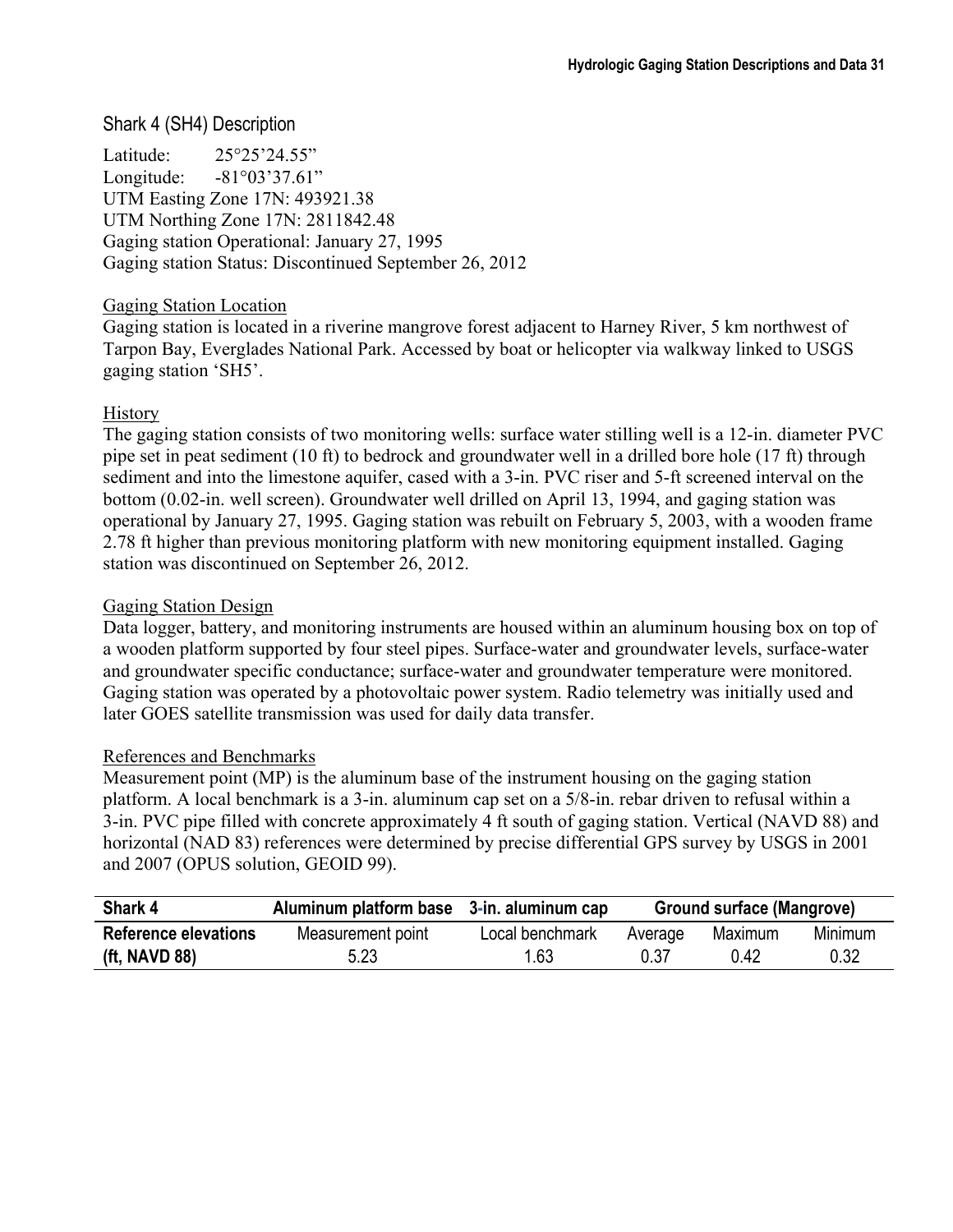## Shark 4 (SH4) Description

Latitude: 25°25’24.55”
Longitude: -81°03’37.61”
UTM Easting Zone 17N: 493921.38
UTM Northing Zone 17N: 2811842.48
Gaging station Operational: January 27, 1995
Gaging station Status: Discontinued September 26, 2012

### Gaging Station Location

Gaging station is located in a riverine mangrove forest adjacent to Harney River, 5 km northwest of Tarpon Bay, Everglades National Park. Accessed by boat or helicopter via walkway linked to USGS gaging station ‘SH5’.

### History

The gaging station consists of two monitoring wells: surface water stilling well is a 12-in. diameter PVC pipe set in peat sediment (10 ft) to bedrock and groundwater well in a drilled bore hole (17 ft) through sediment and into the limestone aquifer, cased with a 3-in. PVC riser and 5-ft screened interval on the bottom (0.02-in. well screen). Groundwater well drilled on April 13, 1994, and gaging station was operational by January 27, 1995. Gaging station was rebuilt on February 5, 2003, with a wooden frame 2.78 ft higher than previous monitoring platform with new monitoring equipment installed. Gaging station was discontinued on September 26, 2012.

### Gaging Station Design

Data logger, battery, and monitoring instruments are housed within an aluminum housing box on top of a wooden platform supported by four steel pipes. Surface-water and groundwater levels, surface-water and groundwater specific conductance; surface-water and groundwater temperature were monitored. Gaging station was operated by a photovoltaic power system. Radio telemetry was initially used and later GOES satellite transmission was used for daily data transfer.

### References and Benchmarks

Measurement point (MP) is the aluminum base of the instrument housing on the gaging station platform. A local benchmark is a 3-in. aluminum cap set on a 5/8-in. rebar driven to refusal within a 3-in. PVC pipe filled with concrete approximately 4 ft south of gaging station. Vertical (NAVD 88) and horizontal (NAD 83) references were determined by precise differential GPS survey by USGS in 2001 and 2007 (OPUS solution, GEOID 99).

| **Shark 4** | **Aluminum platform base** | **3-in. aluminum cap** | **Ground surface (Mangrove)** | | |
|---|---|---|---|---|---|
| **Reference elevations** | Measurement point | Local benchmark | Average | Maximum | Minimum |
| **(ft, NAVD 88)** | 5.23 | 1.63 | 0.37 | 0.42 | 0.32 |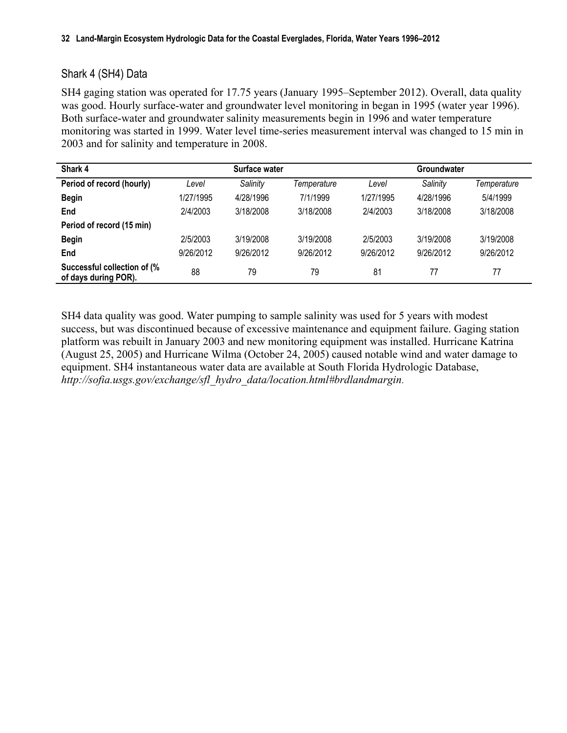## Shark 4 (SH4) Data

SH4 gaging station was operated for 17.75 years (January 1995–September 2012). Overall, data quality was good. Hourly surface-water and groundwater level monitoring in began in 1995 (water year 1996). Both surface-water and groundwater salinity measurements begin in 1996 and water temperature monitoring was started in 1999. Water level time-series measurement interval was changed to 15 min in 2003 and for salinity and temperature in 2008.

| **Shark 4** | | **Surface water** | | | **Groundwater** | |
|---|---|---|---|---|---|---|
| **Period of record (hourly)** | *Level* | *Salinity* | *Temperature* | *Level* | *Salinity* | *Temperature* |
| **Begin** | 1/27/1995 | 4/28/1996 | 7/1/1999 | 1/27/1995 | 4/28/1996 | 5/4/1999 |
| **End** | 2/4/2003 | 3/18/2008 | 3/18/2008 | 2/4/2003 | 3/18/2008 | 3/18/2008 |
| **Period of record (15 min)** | | | | | | |
| **Begin** | 2/5/2003 | 3/19/2008 | 3/19/2008 | 2/5/2003 | 3/19/2008 | 3/19/2008 |
| **End** | 9/26/2012 | 9/26/2012 | 9/26/2012 | 9/26/2012 | 9/26/2012 | 9/26/2012 |
| **Successful collection of (% of days during POR).** | 88 | 79 | 79 | 81 | 77 | 77 |

SH4 data quality was good. Water pumping to sample salinity was used for 5 years with modest success, but was discontinued because of excessive maintenance and equipment failure. Gaging station platform was rebuilt in January 2003 and new monitoring equipment was installed. Hurricane Katrina (August 25, 2005) and Hurricane Wilma (October 24, 2005) caused notable wind and water damage to equipment. SH4 instantaneous water data are available at South Florida Hydrologic Database, *http://sofia.usgs.gov/exchange/sfl_hydro_data/location.html#brdlandmargin*.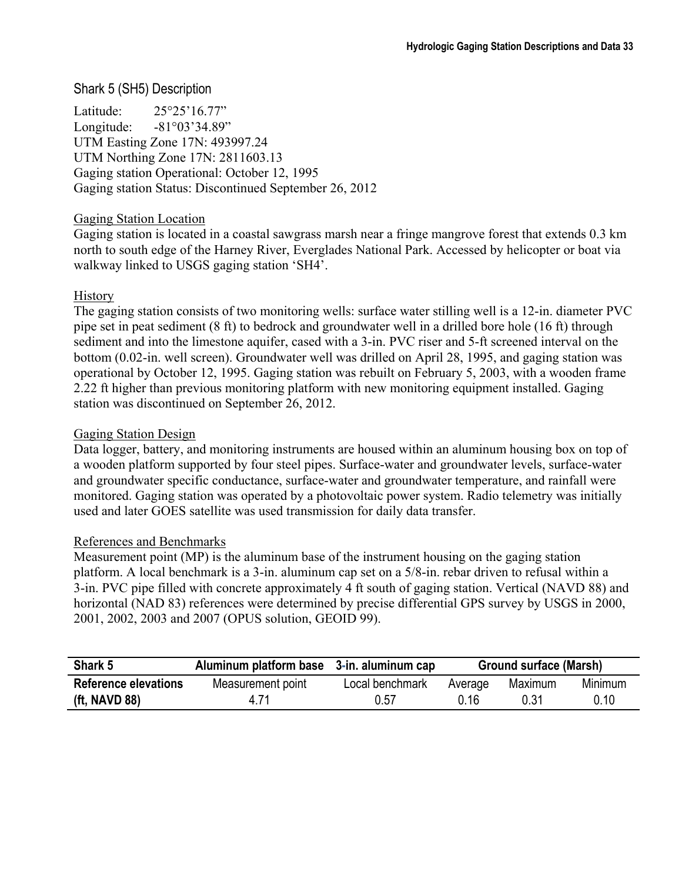## Shark 5 (SH5) Description

Latitude: 25°25'16.77"
Longitude: -81°03'34.89"
UTM Easting Zone 17N: 493997.24
UTM Northing Zone 17N: 2811603.13
Gaging station Operational: October 12, 1995
Gaging station Status: Discontinued September 26, 2012

### Gaging Station Location

Gaging station is located in a coastal sawgrass marsh near a fringe mangrove forest that extends 0.3 km north to south edge of the Harney River, Everglades National Park. Accessed by helicopter or boat via walkway linked to USGS gaging station 'SH4'.

### History

The gaging station consists of two monitoring wells: surface water stilling well is a 12-in. diameter PVC pipe set in peat sediment (8 ft) to bedrock and groundwater well in a drilled bore hole (16 ft) through sediment and into the limestone aquifer, cased with a 3-in. PVC riser and 5-ft screened interval on the bottom (0.02-in. well screen). Groundwater well was drilled on April 28, 1995, and gaging station was operational by October 12, 1995. Gaging station was rebuilt on February 5, 2003, with a wooden frame 2.22 ft higher than previous monitoring platform with new monitoring equipment installed. Gaging station was discontinued on September 26, 2012.

### Gaging Station Design

Data logger, battery, and monitoring instruments are housed within an aluminum housing box on top of a wooden platform supported by four steel pipes. Surface-water and groundwater levels, surface-water and groundwater specific conductance, surface-water and groundwater temperature, and rainfall were monitored. Gaging station was operated by a photovoltaic power system. Radio telemetry was initially used and later GOES satellite was used transmission for daily data transfer.

### References and Benchmarks

Measurement point (MP) is the aluminum base of the instrument housing on the gaging station platform. A local benchmark is a 3-in. aluminum cap set on a 5/8-in. rebar driven to refusal within a 3-in. PVC pipe filled with concrete approximately 4 ft south of gaging station. Vertical (NAVD 88) and horizontal (NAD 83) references were determined by precise differential GPS survey by USGS in 2000, 2001, 2002, 2003 and 2007 (OPUS solution, GEOID 99).

| Shark 5 | Aluminum platform base | 3-in. aluminum cap | Ground surface (Marsh) | | |
|---|---|---|---|---|---|
| **Reference elevations (ft, NAVD 88)** | Measurement point | Local benchmark | Average | Maximum | Minimum |
| | 4.71 | 0.57 | 0.16 | 0.31 | 0.10 |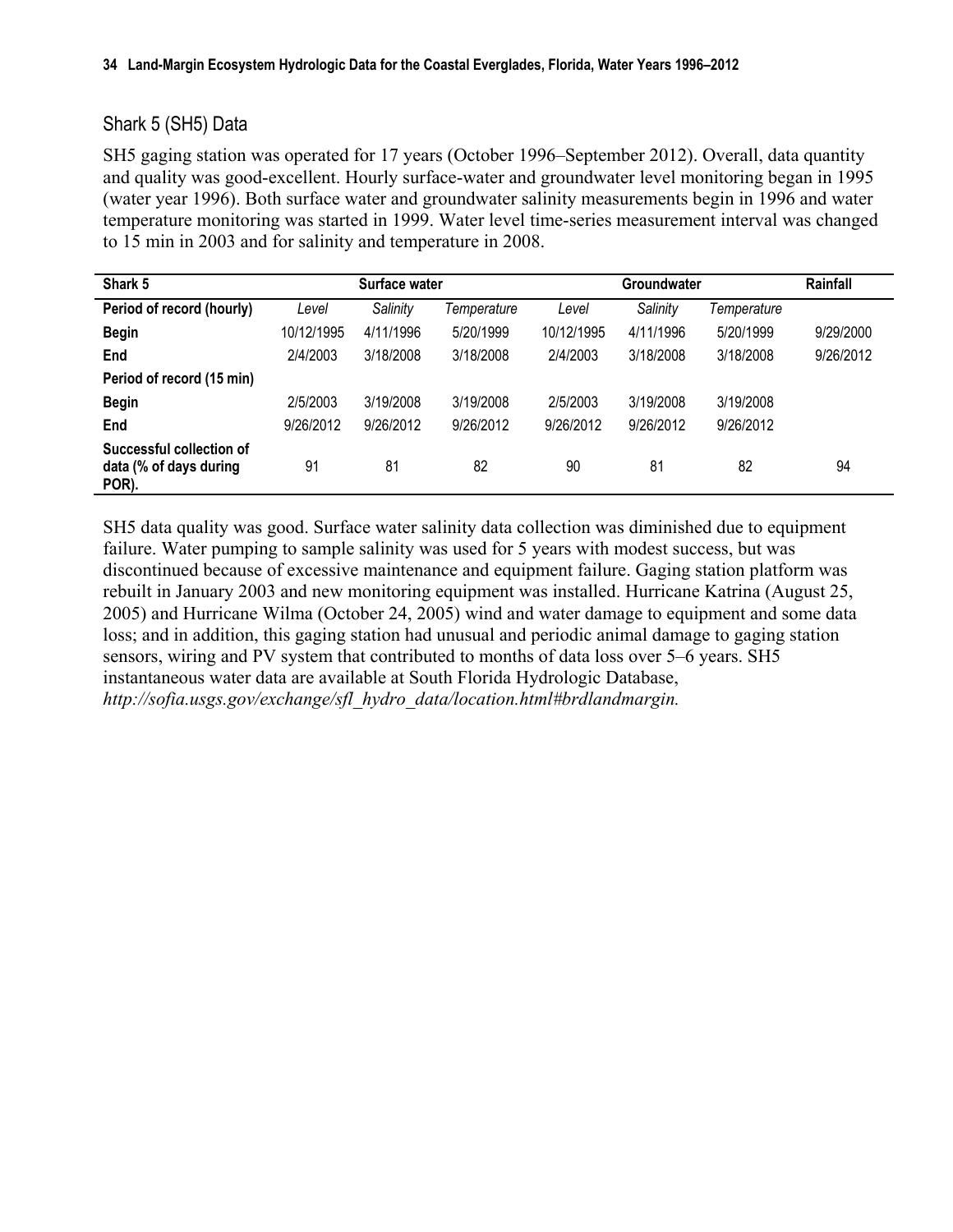## Shark 5 (SH5) Data

SH5 gaging station was operated for 17 years (October 1996–September 2012). Overall, data quantity and quality was good-excellent. Hourly surface-water and groundwater level monitoring began in 1995 (water year 1996). Both surface water and groundwater salinity measurements begin in 1996 and water temperature monitoring was started in 1999. Water level time-series measurement interval was changed to 15 min in 2003 and for salinity and temperature in 2008.

| Shark 5 | Surface water | | | Groundwater | | | Rainfall |
|---|---|---|---|---|---|---|---|
| **Period of record (hourly)** | *Level* | *Salinity* | *Temperature* | *Level* | *Salinity* | *Temperature* | |
| **Begin** | 10/12/1995 | 4/11/1996 | 5/20/1999 | 10/12/1995 | 4/11/1996 | 5/20/1999 | 9/29/2000 |
| **End** | 2/4/2003 | 3/18/2008 | 3/18/2008 | 2/4/2003 | 3/18/2008 | 3/18/2008 | 9/26/2012 |
| **Period of record (15 min)** | | | | | | | |
| **Begin** | 2/5/2003 | 3/19/2008 | 3/19/2008 | 2/5/2003 | 3/19/2008 | 3/19/2008 | |
| **End** | 9/26/2012 | 9/26/2012 | 9/26/2012 | 9/26/2012 | 9/26/2012 | 9/26/2012 | |
| **Successful collection of data (% of days during POR).** | 91 | 81 | 82 | 90 | 81 | 82 | 94 |

SH5 data quality was good. Surface water salinity data collection was diminished due to equipment failure. Water pumping to sample salinity was used for 5 years with modest success, but was discontinued because of excessive maintenance and equipment failure. Gaging station platform was rebuilt in January 2003 and new monitoring equipment was installed. Hurricane Katrina (August 25, 2005) and Hurricane Wilma (October 24, 2005) wind and water damage to equipment and some data loss; and in addition, this gaging station had unusual and periodic animal damage to gaging station sensors, wiring and PV system that contributed to months of data loss over 5–6 years. SH5 instantaneous water data are available at South Florida Hydrologic Database, *http://sofia.usgs.gov/exchange/sfl_hydro_data/location.html#brdlandmargin.*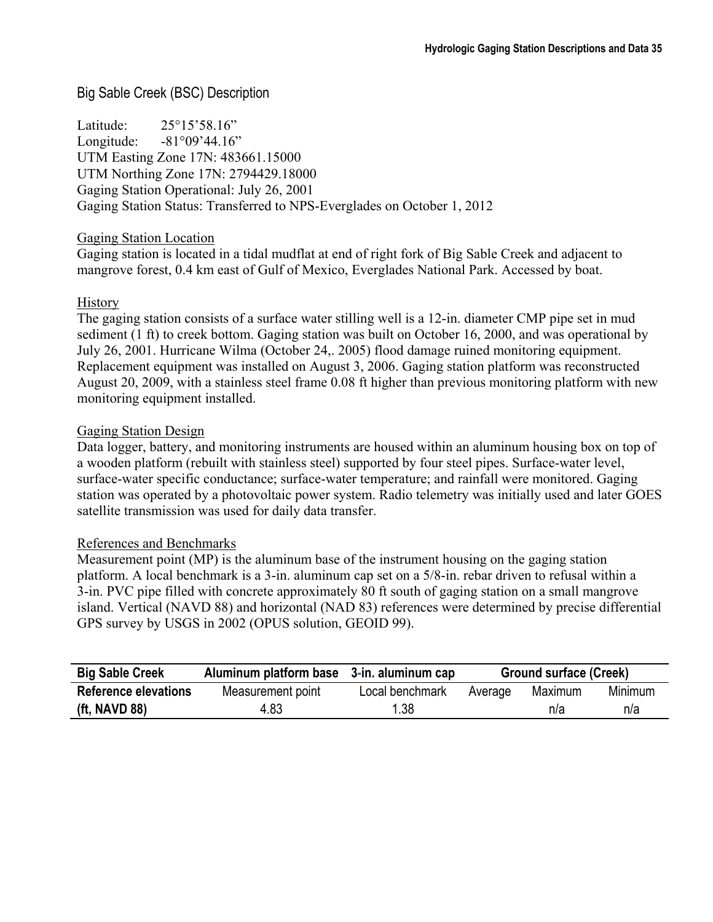## Big Sable Creek (BSC) Description

Latitude: 25°15'58.16"
Longitude: -81°09'44.16"
UTM Easting Zone 17N: 483661.15000
UTM Northing Zone 17N: 2794429.18000
Gaging Station Operational: July 26, 2001
Gaging Station Status: Transferred to NPS-Everglades on October 1, 2012

### Gaging Station Location

Gaging station is located in a tidal mudflat at end of right fork of Big Sable Creek and adjacent to mangrove forest, 0.4 km east of Gulf of Mexico, Everglades National Park. Accessed by boat.

### History

The gaging station consists of a surface water stilling well is a 12-in. diameter CMP pipe set in mud sediment (1 ft) to creek bottom. Gaging station was built on October 16, 2000, and was operational by July 26, 2001. Hurricane Wilma (October 24,. 2005) flood damage ruined monitoring equipment. Replacement equipment was installed on August 3, 2006. Gaging station platform was reconstructed August 20, 2009, with a stainless steel frame 0.08 ft higher than previous monitoring platform with new monitoring equipment installed.

### Gaging Station Design

Data logger, battery, and monitoring instruments are housed within an aluminum housing box on top of a wooden platform (rebuilt with stainless steel) supported by four steel pipes. Surface-water level, surface-water specific conductance; surface-water temperature; and rainfall were monitored. Gaging station was operated by a photovoltaic power system. Radio telemetry was initially used and later GOES satellite transmission was used for daily data transfer.

### References and Benchmarks

Measurement point (MP) is the aluminum base of the instrument housing on the gaging station platform. A local benchmark is a 3-in. aluminum cap set on a 5/8-in. rebar driven to refusal within a 3-in. PVC pipe filled with concrete approximately 80 ft south of gaging station on a small mangrove island. Vertical (NAVD 88) and horizontal (NAD 83) references were determined by precise differential GPS survey by USGS in 2002 (OPUS solution, GEOID 99).

| **Big Sable Creek** | **Aluminum platform base** | **3-in. aluminum cap** | **Ground surface (Creek)** | | |
|---|---|---|---|---|---|
| **Reference elevations** | Measurement point | Local benchmark | Average | Maximum | Minimum |
| **(ft, NAVD 88)** | 4.83 | 1.38 | | n/a | n/a |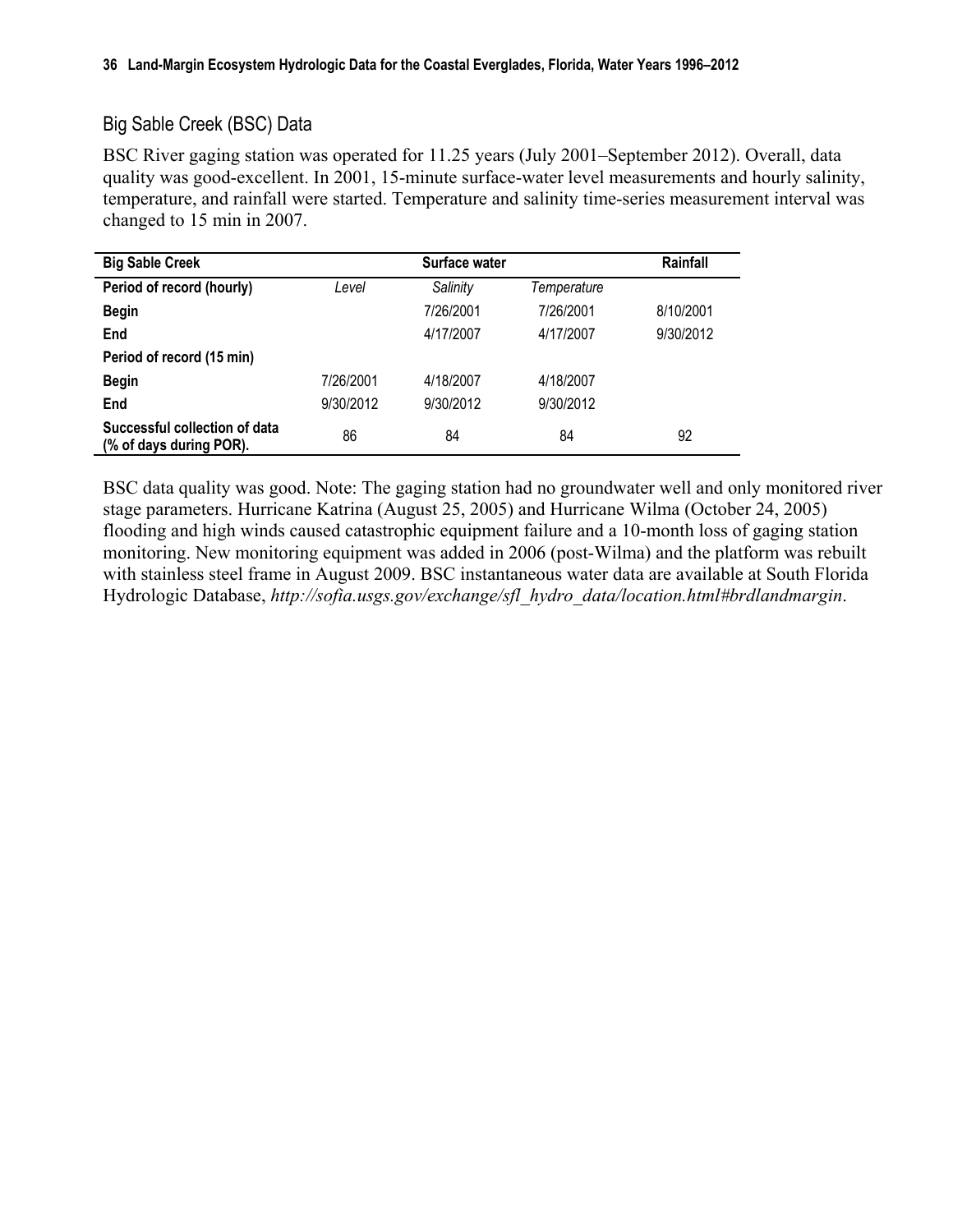## Big Sable Creek (BSC) Data

BSC River gaging station was operated for 11.25 years (July 2001–September 2012). Overall, data quality was good-excellent. In 2001, 15-minute surface-water level measurements and hourly salinity, temperature, and rainfall were started. Temperature and salinity time-series measurement interval was changed to 15 min in 2007.

| **Big Sable Creek** | | **Surface water** | | **Rainfall** |
|---|---|---|---|---|
| **Period of record (hourly)** | *Level* | *Salinity* | *Temperature* | |
| **Begin** | | 7/26/2001 | 7/26/2001 | 8/10/2001 |
| **End** | | 4/17/2007 | 4/17/2007 | 9/30/2012 |
| **Period of record (15 min)** | | | | |
| **Begin** | 7/26/2001 | 4/18/2007 | 4/18/2007 | |
| **End** | 9/30/2012 | 9/30/2012 | 9/30/2012 | |
| **Successful collection of data (% of days during POR).** | 86 | 84 | 84 | 92 |

BSC data quality was good. Note: The gaging station had no groundwater well and only monitored river stage parameters. Hurricane Katrina (August 25, 2005) and Hurricane Wilma (October 24, 2005) flooding and high winds caused catastrophic equipment failure and a 10-month loss of gaging station monitoring. New monitoring equipment was added in 2006 (post-Wilma) and the platform was rebuilt with stainless steel frame in August 2009. BSC instantaneous water data are available at South Florida Hydrologic Database, *http://sofia.usgs.gov/exchange/sfl_hydro_data/location.html#brdlandmargin*.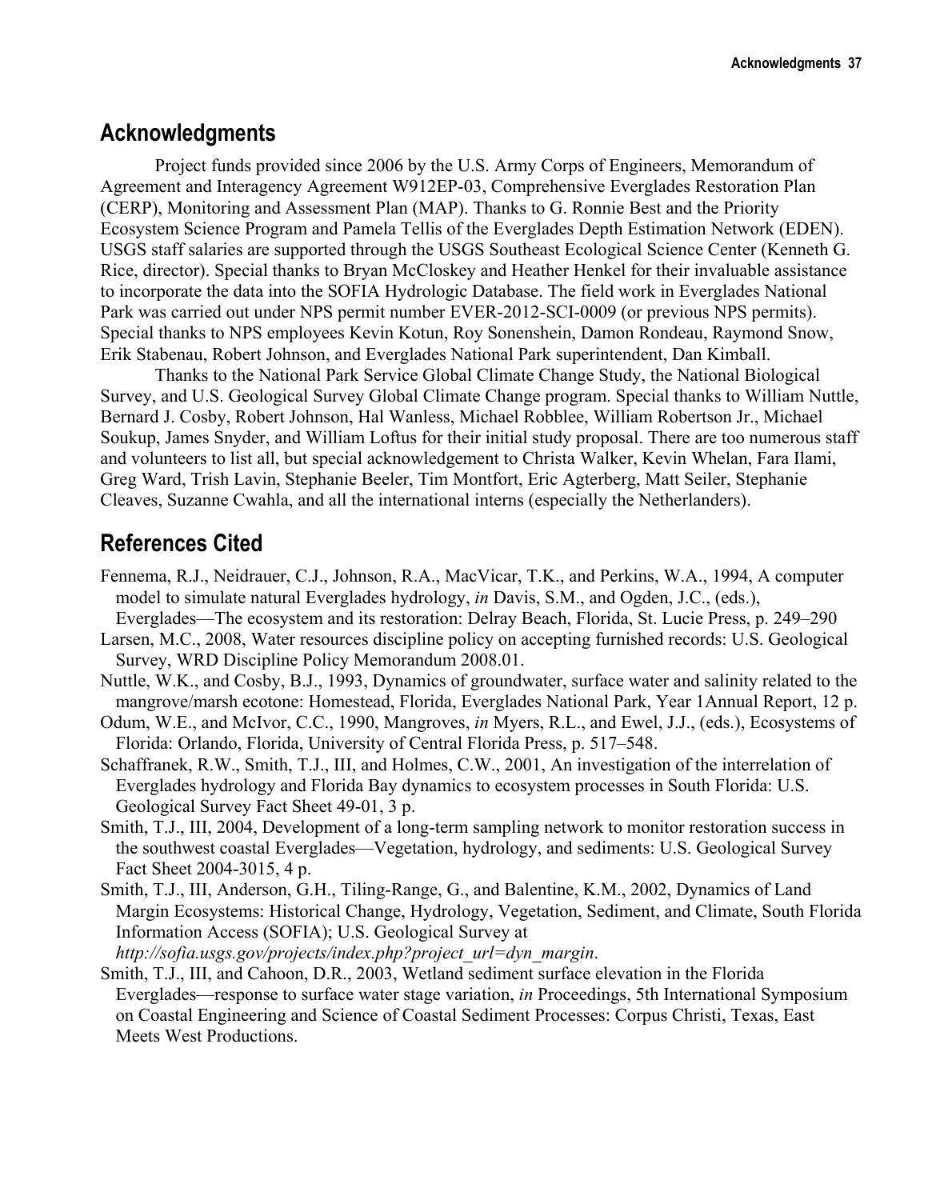## Acknowledgments

Project funds provided since 2006 by the U.S. Army Corps of Engineers, Memorandum of Agreement and Interagency Agreement W912EP-03, Comprehensive Everglades Restoration Plan (CERP), Monitoring and Assessment Plan (MAP). Thanks to G. Ronnie Best and the Priority Ecosystem Science Program and Pamela Tellis of the Everglades Depth Estimation Network (EDEN). USGS staff salaries are supported through the USGS Southeast Ecological Science Center (Kenneth G. Rice, director). Special thanks to Bryan McCloskey and Heather Henkel for their invaluable assistance to incorporate the data into the SOFIA Hydrologic Database. The field work in Everglades National Park was carried out under NPS permit number EVER-2012-SCI-0009 (or previous NPS permits). Special thanks to NPS employees Kevin Kotun, Roy Sonenshein, Damon Rondeau, Raymond Snow, Erik Stabenau, Robert Johnson, and Everglades National Park superintendent, Dan Kimball.

Thanks to the National Park Service Global Climate Change Study, the National Biological Survey, and U.S. Geological Survey Global Climate Change program. Special thanks to William Nuttle, Bernard J. Cosby, Robert Johnson, Hal Wanless, Michael Robblee, William Robertson Jr., Michael Soukup, James Snyder, and William Loftus for their initial study proposal. There are too numerous staff and volunteers to list all, but special acknowledgement to Christa Walker, Kevin Whelan, Fara Ilami, Greg Ward, Trish Lavin, Stephanie Beeler, Tim Montfort, Eric Agterberg, Matt Seiler, Stephanie Cleaves, Suzanne Cwahla, and all the international interns (especially the Netherlanders).

## References Cited

Fennema, R.J., Neidrauer, C.J., Johnson, R.A., MacVicar, T.K., and Perkins, W.A., 1994, A computer model to simulate natural Everglades hydrology, *in* Davis, S.M., and Ogden, J.C., (eds.), Everglades—The ecosystem and its restoration: Delray Beach, Florida, St. Lucie Press, p. 249–290

Larsen, M.C., 2008, Water resources discipline policy on accepting furnished records: U.S. Geological Survey, WRD Discipline Policy Memorandum 2008.01.

Nuttle, W.K., and Cosby, B.J., 1993, Dynamics of groundwater, surface water and salinity related to the mangrove/marsh ecotone: Homestead, Florida, Everglades National Park, Year 1Annual Report, 12 p.

Odum, W.E., and McIvor, C.C., 1990, Mangroves, *in* Myers, R.L., and Ewel, J.J., (eds.), Ecosystems of Florida: Orlando, Florida, University of Central Florida Press, p. 517–548.

Schaffranek, R.W., Smith, T.J., III, and Holmes, C.W., 2001, An investigation of the interrelation of Everglades hydrology and Florida Bay dynamics to ecosystem processes in South Florida: U.S. Geological Survey Fact Sheet 49-01, 3 p.

Smith, T.J., III, 2004, Development of a long-term sampling network to monitor restoration success in the southwest coastal Everglades—Vegetation, hydrology, and sediments: U.S. Geological Survey Fact Sheet 2004-3015, 4 p.

Smith, T.J., III, Anderson, G.H., Tiling-Range, G., and Balentine, K.M., 2002, Dynamics of Land Margin Ecosystems: Historical Change, Hydrology, Vegetation, Sediment, and Climate, South Florida Information Access (SOFIA); U.S. Geological Survey at *http://sofia.usgs.gov/projects/index.php?project_url=dyn_margin*.

Smith, T.J., III, and Cahoon, D.R., 2003, Wetland sediment surface elevation in the Florida Everglades—response to surface water stage variation, *in* Proceedings, 5th International Symposium on Coastal Engineering and Science of Coastal Sediment Processes: Corpus Christi, Texas, East Meets West Productions.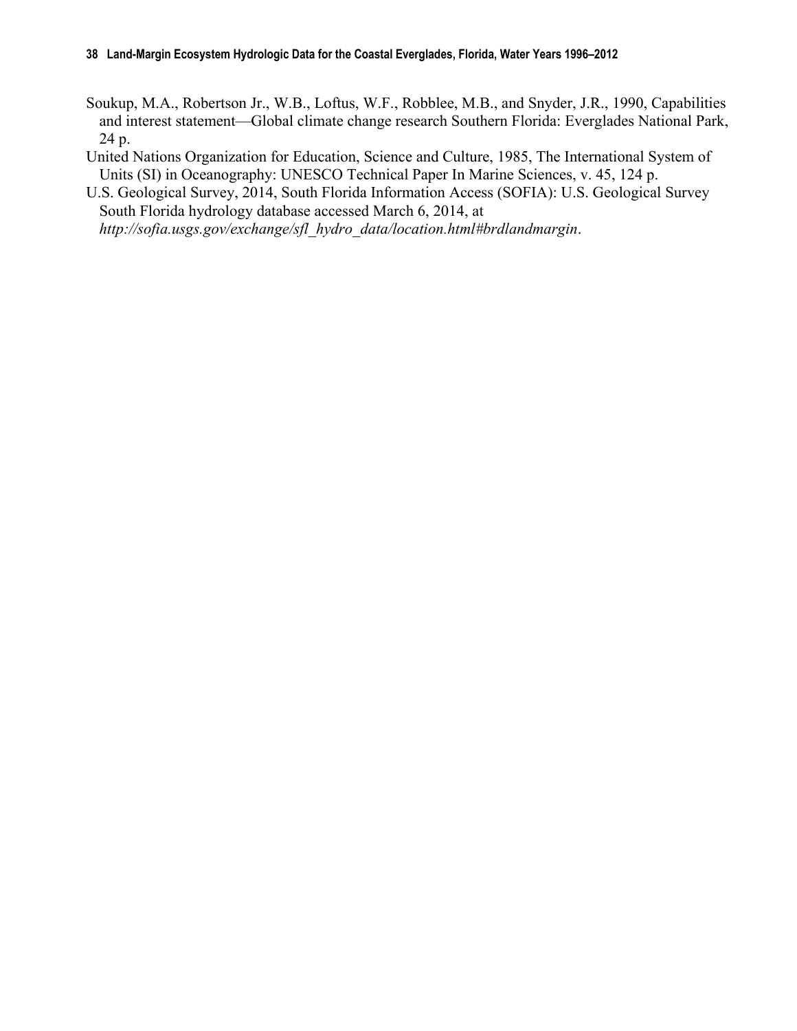Soukup, M.A., Robertson Jr., W.B., Loftus, W.F., Robblee, M.B., and Snyder, J.R., 1990, Capabilities and interest statement—Global climate change research Southern Florida: Everglades National Park, 24 p.

United Nations Organization for Education, Science and Culture, 1985, The International System of Units (SI) in Oceanography: UNESCO Technical Paper In Marine Sciences, v. 45, 124 p.

U.S. Geological Survey, 2014, South Florida Information Access (SOFIA): U.S. Geological Survey South Florida hydrology database accessed March 6, 2014, at *http://sofia.usgs.gov/exchange/sfl_hydro_data/location.html#brdlandmargin*.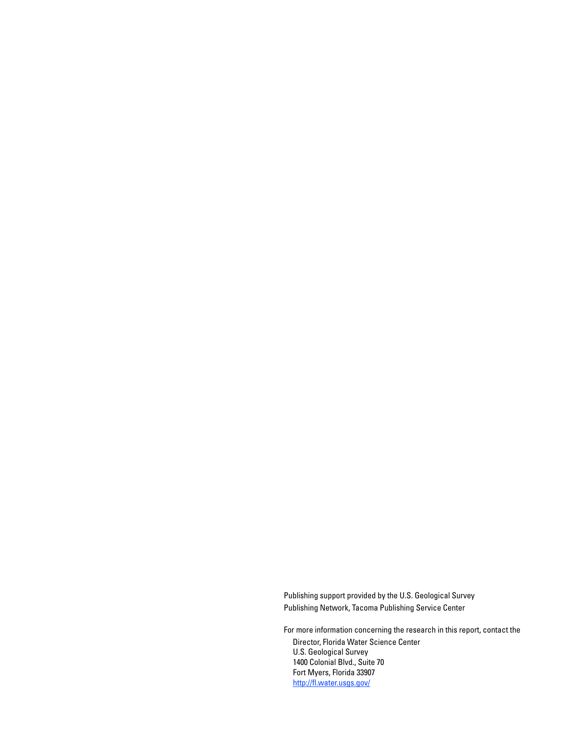Publishing support provided by the U.S. Geological Survey
Publishing Network, Tacoma Publishing Service Center

For more information concerning the research in this report, contact the

Director, Florida Water Science Center
U.S. Geological Survey
1400 Colonial Blvd., Suite 70
Fort Myers, Florida 33907
http://fl.water.usgs.gov/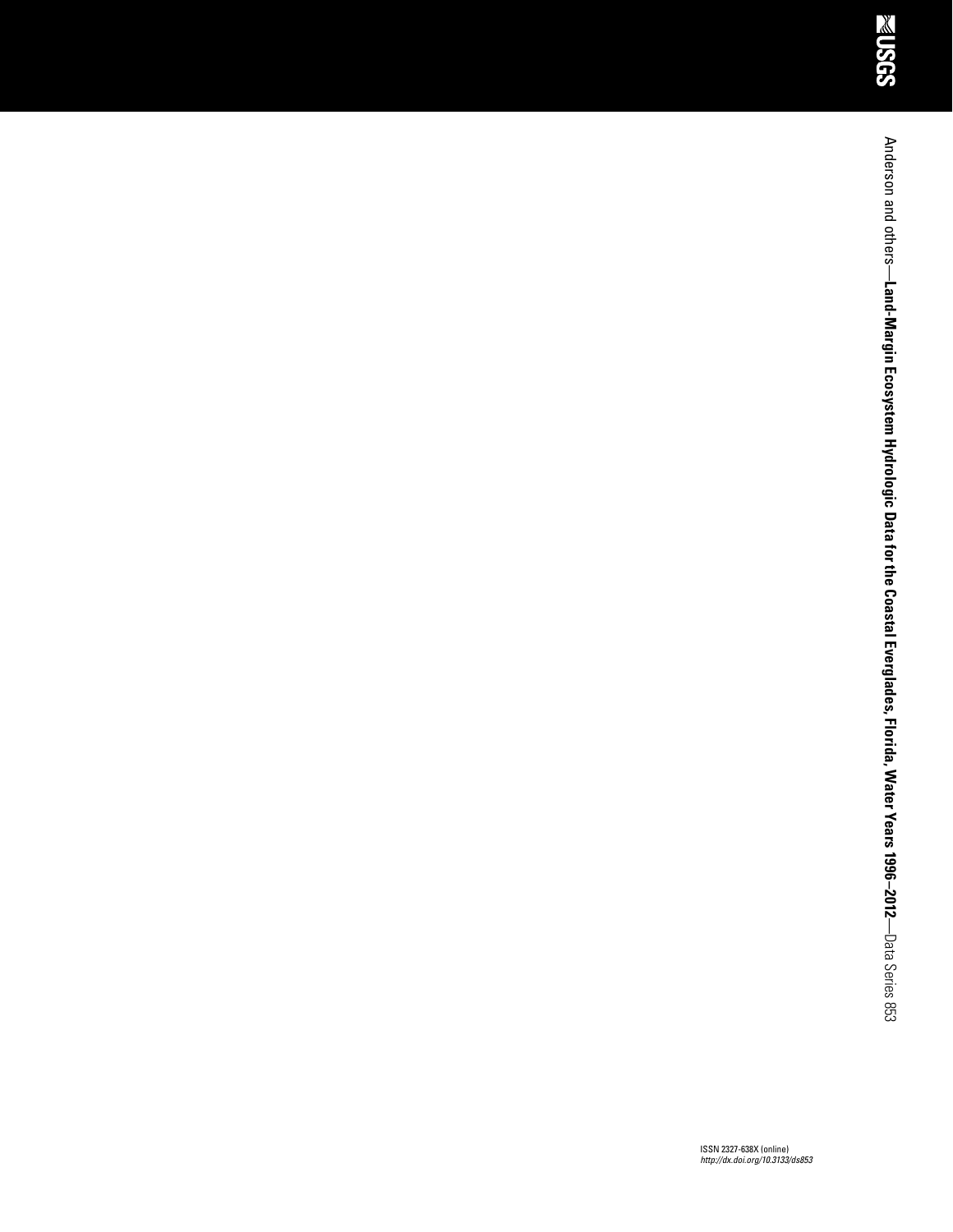Anderson and others—**Land-Margin Ecosystem Hydrologic Data for the Coastal Everglades, Florida, Water Years 1996–2012**—Data Series 853

ISSN 2327-638X (online)
*http://dx.doi.org/10.3133/ds853*